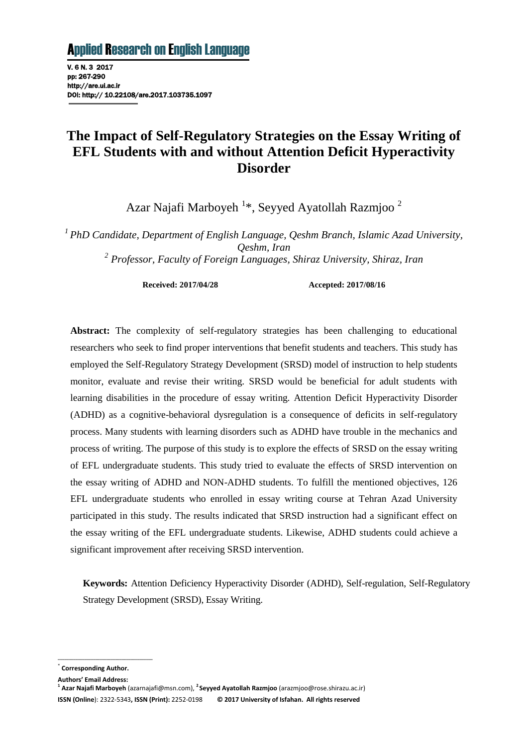# The Impact of Self-Regulatory Strategies on the Essay Writing of EFL Students with and without Attention Deficit Hyperactivity Disorder

Azar Najafi Marboyeh [1]*, Seyyed Ayatollah Razmjoo [2]

[1] *PhD Candidate, Department of English Language, Qeshm Branch, Islamic Azad University, Qeshm, Iran*
[2] *Professor, Faculty of Foreign Languages, Shiraz University, Shiraz, Iran*

**Received: 2017/04/28** **Accepted: 2017/08/16**

**Abstract:** The complexity of self-regulatory strategies has been challenging to educational researchers who seek to find proper interventions that benefit students and teachers. This study has employed the Self-Regulatory Strategy Development (SRSD) model of instruction to help students monitor, evaluate and revise their writing. SRSD would be beneficial for adult students with learning disabilities in the procedure of essay writing. Attention Deficit Hyperactivity Disorder (ADHD) as a cognitive-behavioral dysregulation is a consequence of deficits in self-regulatory process. Many students with learning disorders such as ADHD have trouble in the mechanics and process of writing. The purpose of this study is to explore the effects of SRSD on the essay writing of EFL undergraduate students. This study tried to evaluate the effects of SRSD intervention on the essay writing of ADHD and NON-ADHD students. To fulfill the mentioned objectives, 126 EFL undergraduate students who enrolled in essay writing course at Tehran Azad University participated in this study. The results indicated that SRSD instruction had a significant effect on the essay writing of the EFL undergraduate students. Likewise, ADHD students could achieve a significant improvement after receiving SRSD intervention.

**Keywords:** Attention Deficiency Hyperactivity Disorder (ADHD), Self-regulation, Self-Regulatory Strategy Development (SRSD), Essay Writing.

---

\* **Corresponding Author.**

**Authors' Email Address:**
[1] **Azar Najafi Marboyeh** (azarnajafi@msn.com), [2] **Seyyed Ayatollah Razmjoo** (arazmjoo@rose.shirazu.ac.ir)
**ISSN (Online)**: 2322-5343, **ISSN (Print):** 2252-0198 **© 2017 University of Isfahan. All rights reserved**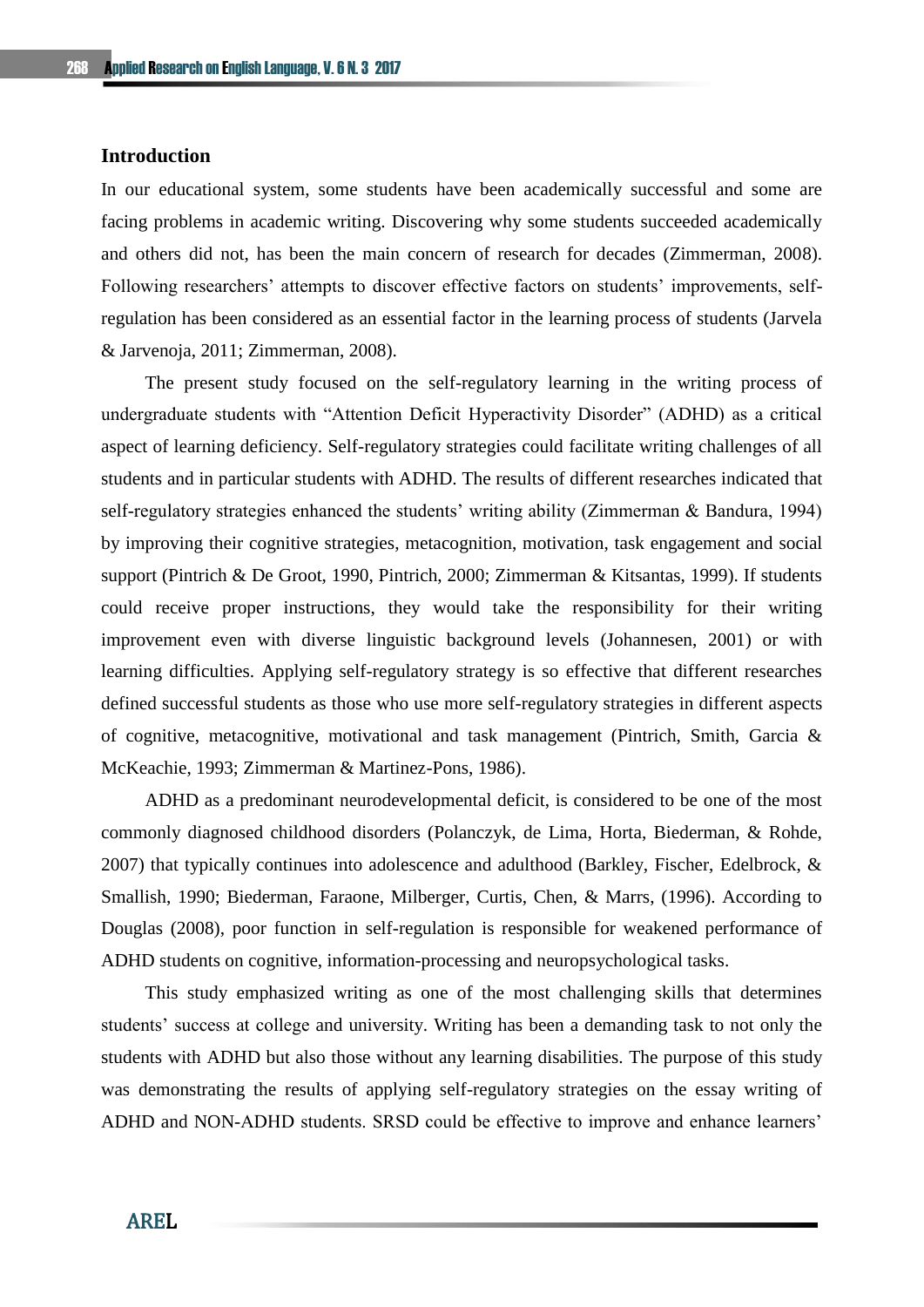## Introduction

In our educational system, some students have been academically successful and some are facing problems in academic writing. Discovering why some students succeeded academically and others did not, has been the main concern of research for decades (Zimmerman, 2008). Following researchers' attempts to discover effective factors on students' improvements, self-regulation has been considered as an essential factor in the learning process of students (Jarvela & Jarvenoja, 2011; Zimmerman, 2008).

The present study focused on the self-regulatory learning in the writing process of undergraduate students with "Attention Deficit Hyperactivity Disorder" (ADHD) as a critical aspect of learning deficiency. Self-regulatory strategies could facilitate writing challenges of all students and in particular students with ADHD. The results of different researches indicated that self-regulatory strategies enhanced the students' writing ability (Zimmerman & Bandura, 1994) by improving their cognitive strategies, metacognition, motivation, task engagement and social support (Pintrich & De Groot, 1990, Pintrich, 2000; Zimmerman & Kitsantas, 1999). If students could receive proper instructions, they would take the responsibility for their writing improvement even with diverse linguistic background levels (Johannesen, 2001) or with learning difficulties. Applying self-regulatory strategy is so effective that different researches defined successful students as those who use more self-regulatory strategies in different aspects of cognitive, metacognitive, motivational and task management (Pintrich, Smith, Garcia & McKeachie, 1993; Zimmerman & Martinez-Pons, 1986).

ADHD as a predominant neurodevelopmental deficit, is considered to be one of the most commonly diagnosed childhood disorders (Polanczyk, de Lima, Horta, Biederman, & Rohde, 2007) that typically continues into adolescence and adulthood (Barkley, Fischer, Edelbrock, & Smallish, 1990; Biederman, Faraone, Milberger, Curtis, Chen, & Marrs, (1996). According to Douglas (2008), poor function in self-regulation is responsible for weakened performance of ADHD students on cognitive, information-processing and neuropsychological tasks.

This study emphasized writing as one of the most challenging skills that determines students' success at college and university. Writing has been a demanding task to not only the students with ADHD but also those without any learning disabilities. The purpose of this study was demonstrating the results of applying self-regulatory strategies on the essay writing of ADHD and NON-ADHD students. SRSD could be effective to improve and enhance learners'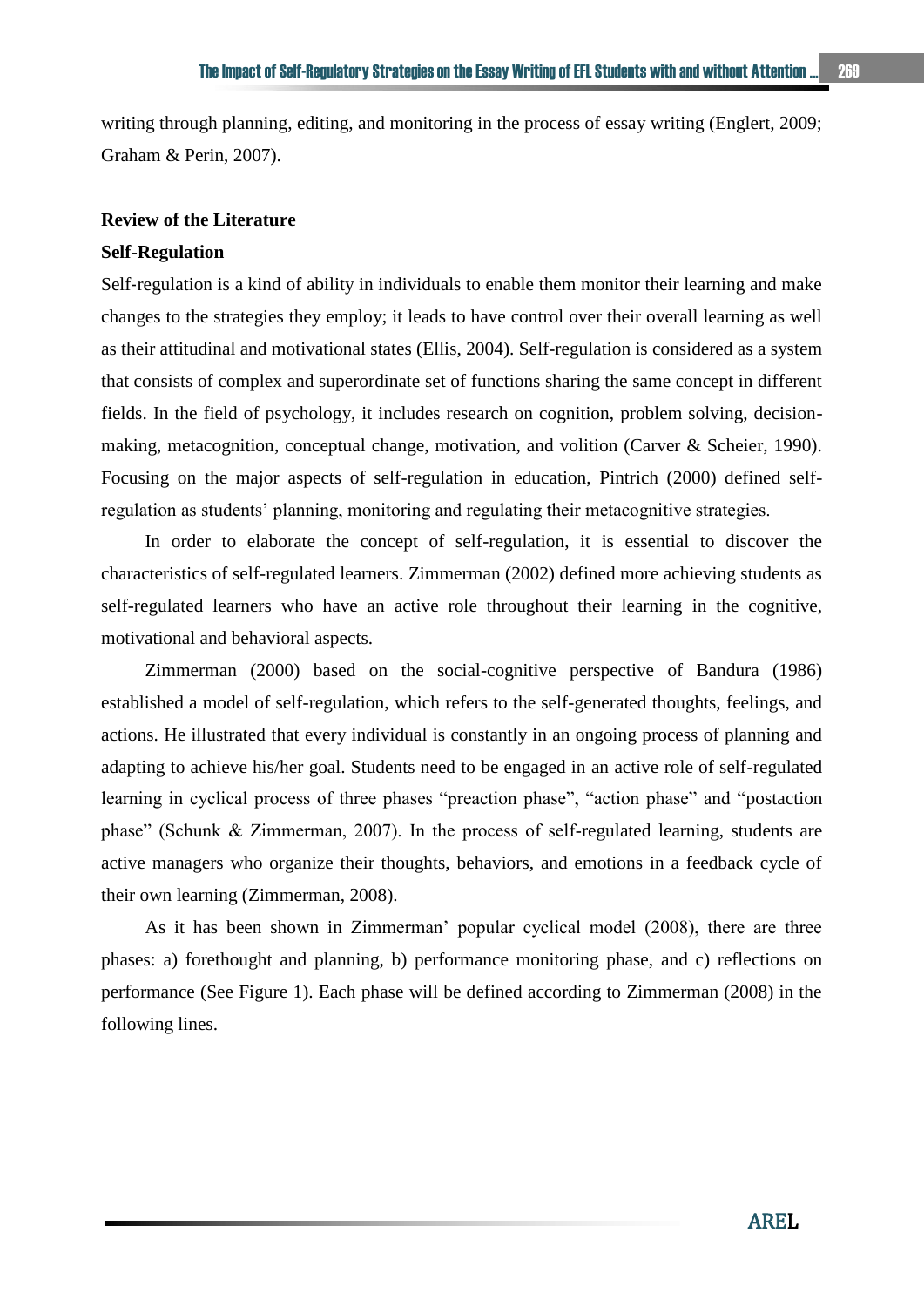writing through planning, editing, and monitoring in the process of essay writing (Englert, 2009; Graham & Perin, 2007).

## Review of the Literature

### Self-Regulation

Self-regulation is a kind of ability in individuals to enable them monitor their learning and make changes to the strategies they employ; it leads to have control over their overall learning as well as their attitudinal and motivational states (Ellis, 2004). Self-regulation is considered as a system that consists of complex and superordinate set of functions sharing the same concept in different fields. In the field of psychology, it includes research on cognition, problem solving, decision-making, metacognition, conceptual change, motivation, and volition (Carver & Scheier, 1990). Focusing on the major aspects of self-regulation in education, Pintrich (2000) defined self-regulation as students' planning, monitoring and regulating their metacognitive strategies.

In order to elaborate the concept of self-regulation, it is essential to discover the characteristics of self-regulated learners. Zimmerman (2002) defined more achieving students as self-regulated learners who have an active role throughout their learning in the cognitive, motivational and behavioral aspects.

Zimmerman (2000) based on the social-cognitive perspective of Bandura (1986) established a model of self-regulation, which refers to the self-generated thoughts, feelings, and actions. He illustrated that every individual is constantly in an ongoing process of planning and adapting to achieve his/her goal. Students need to be engaged in an active role of self-regulated learning in cyclical process of three phases "preaction phase", "action phase" and "postaction phase" (Schunk & Zimmerman, 2007). In the process of self-regulated learning, students are active managers who organize their thoughts, behaviors, and emotions in a feedback cycle of their own learning (Zimmerman, 2008).

As it has been shown in Zimmerman' popular cyclical model (2008), there are three phases: a) forethought and planning, b) performance monitoring phase, and c) reflections on performance (See Figure 1). Each phase will be defined according to Zimmerman (2008) in the following lines.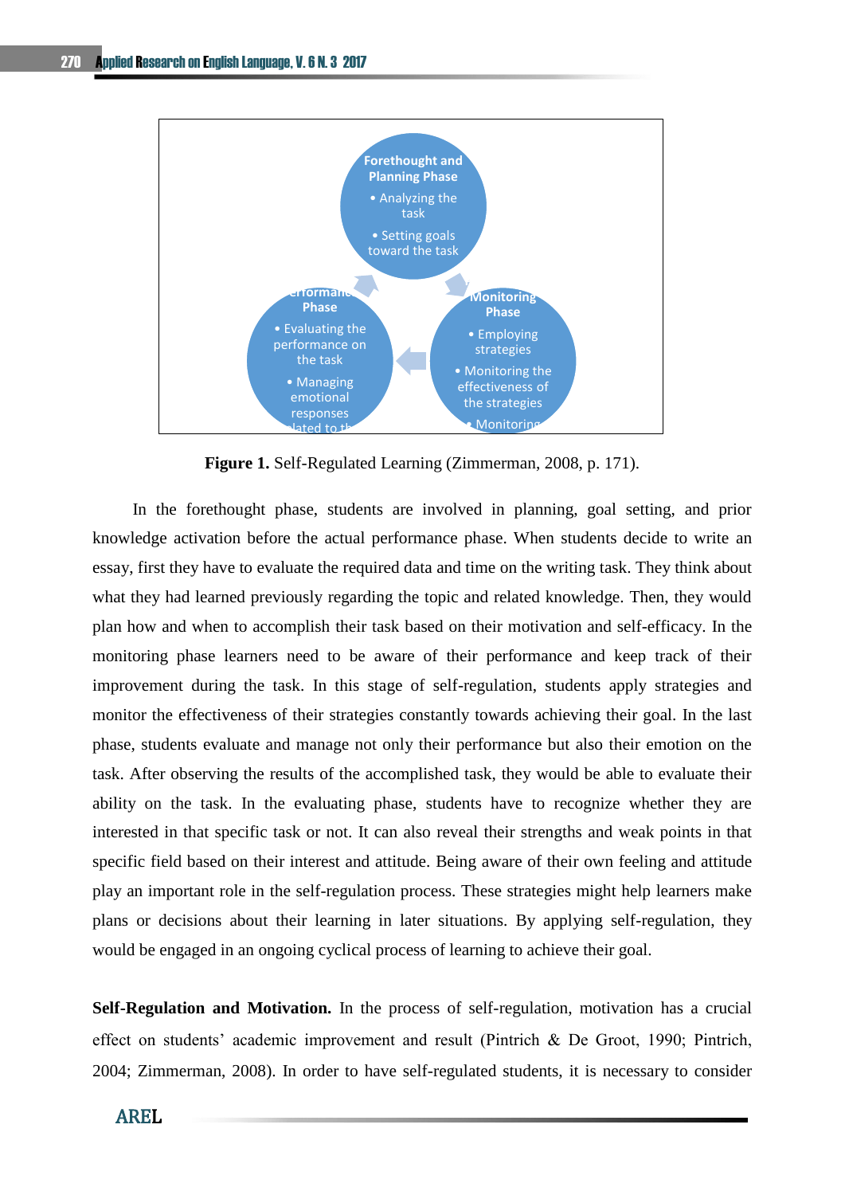**Forethought and Planning Phase**
- Analyzing the task
- Setting goals toward the task

**Monitoring Phase**
- Employing strategies
- Monitoring the effectiveness of the strategies
- Monitoring

**Performance Phase**
- Evaluating the performance on the task
- Managing emotional responses related to th

**Figure 1.** Self-Regulated Learning (Zimmerman, 2008, p. 171).

In the forethought phase, students are involved in planning, goal setting, and prior knowledge activation before the actual performance phase. When students decide to write an essay, first they have to evaluate the required data and time on the writing task. They think about what they had learned previously regarding the topic and related knowledge. Then, they would plan how and when to accomplish their task based on their motivation and self-efficacy. In the monitoring phase learners need to be aware of their performance and keep track of their improvement during the task. In this stage of self-regulation, students apply strategies and monitor the effectiveness of their strategies constantly towards achieving their goal. In the last phase, students evaluate and manage not only their performance but also their emotion on the task. After observing the results of the accomplished task, they would be able to evaluate their ability on the task. In the evaluating phase, students have to recognize whether they are interested in that specific task or not. It can also reveal their strengths and weak points in that specific field based on their interest and attitude. Being aware of their own feeling and attitude play an important role in the self-regulation process. These strategies might help learners make plans or decisions about their learning in later situations. By applying self-regulation, they would be engaged in an ongoing cyclical process of learning to achieve their goal.

**Self-Regulation and Motivation.** In the process of self-regulation, motivation has a crucial effect on students' academic improvement and result (Pintrich & De Groot, 1990; Pintrich, 2004; Zimmerman, 2008). In order to have self-regulated students, it is necessary to consider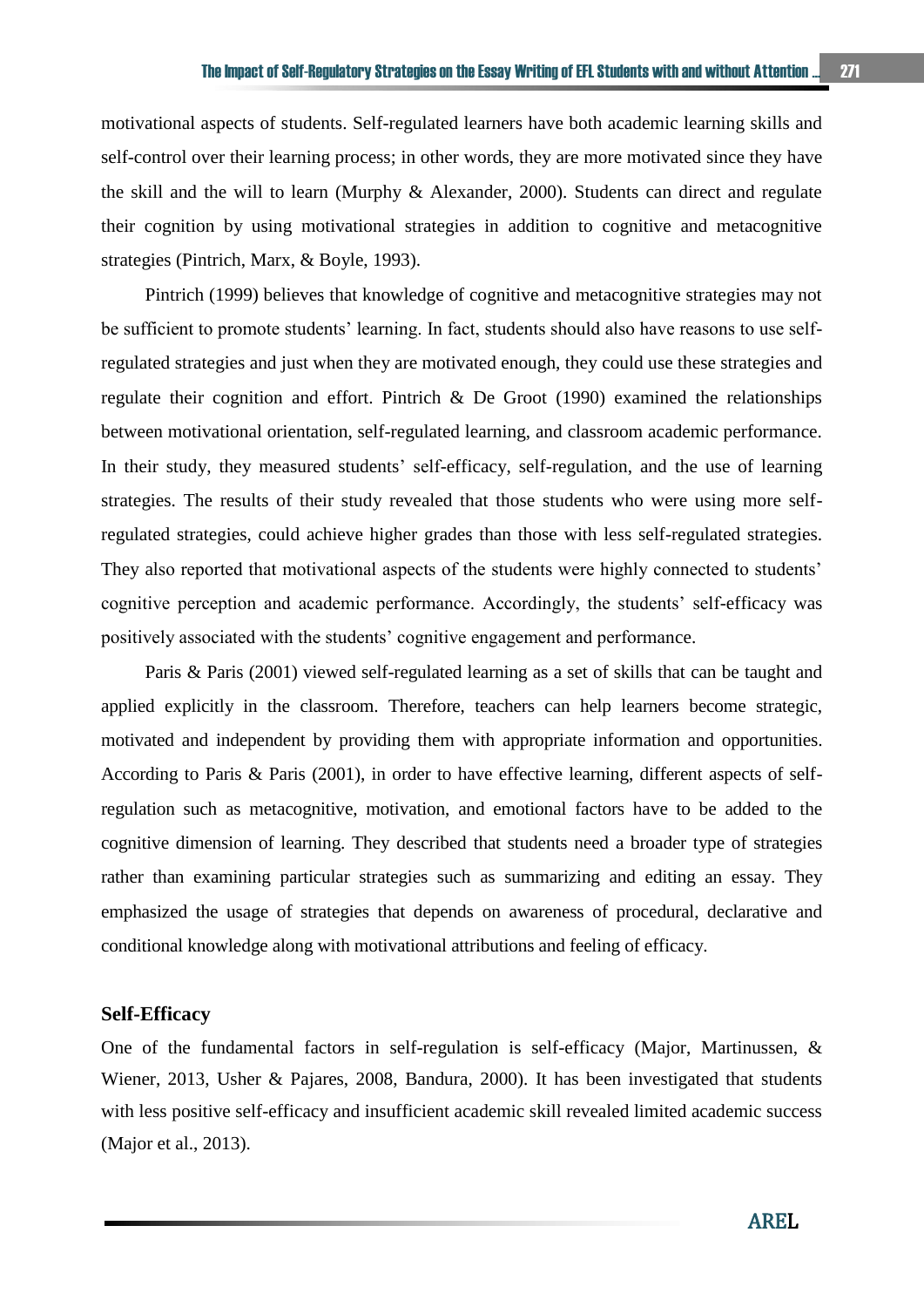motivational aspects of students. Self-regulated learners have both academic learning skills and self-control over their learning process; in other words, they are more motivated since they have the skill and the will to learn (Murphy & Alexander, 2000). Students can direct and regulate their cognition by using motivational strategies in addition to cognitive and metacognitive strategies (Pintrich, Marx, & Boyle, 1993).

Pintrich (1999) believes that knowledge of cognitive and metacognitive strategies may not be sufficient to promote students' learning. In fact, students should also have reasons to use self-regulated strategies and just when they are motivated enough, they could use these strategies and regulate their cognition and effort. Pintrich & De Groot (1990) examined the relationships between motivational orientation, self-regulated learning, and classroom academic performance. In their study, they measured students' self-efficacy, self-regulation, and the use of learning strategies. The results of their study revealed that those students who were using more self-regulated strategies, could achieve higher grades than those with less self-regulated strategies. They also reported that motivational aspects of the students were highly connected to students' cognitive perception and academic performance. Accordingly, the students' self-efficacy was positively associated with the students' cognitive engagement and performance.

Paris & Paris (2001) viewed self-regulated learning as a set of skills that can be taught and applied explicitly in the classroom. Therefore, teachers can help learners become strategic, motivated and independent by providing them with appropriate information and opportunities. According to Paris & Paris (2001), in order to have effective learning, different aspects of self-regulation such as metacognitive, motivation, and emotional factors have to be added to the cognitive dimension of learning. They described that students need a broader type of strategies rather than examining particular strategies such as summarizing and editing an essay. They emphasized the usage of strategies that depends on awareness of procedural, declarative and conditional knowledge along with motivational attributions and feeling of efficacy.

### Self-Efficacy

One of the fundamental factors in self-regulation is self-efficacy (Major, Martinussen, & Wiener, 2013, Usher & Pajares, 2008, Bandura, 2000). It has been investigated that students with less positive self-efficacy and insufficient academic skill revealed limited academic success (Major et al., 2013).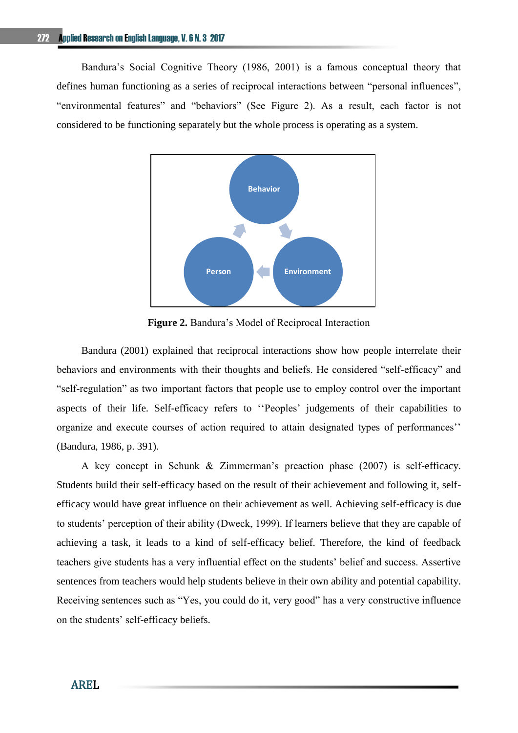Bandura's Social Cognitive Theory (1986, 2001) is a famous conceptual theory that defines human functioning as a series of reciprocal interactions between "personal influences", "environmental features" and "behaviors" (See Figure 2). As a result, each factor is not considered to be functioning separately but the whole process is operating as a system.

**Figure 2.** Bandura's Model of Reciprocal Interaction

Bandura (2001) explained that reciprocal interactions show how people interrelate their behaviors and environments with their thoughts and beliefs. He considered "self-efficacy" and "self-regulation" as two important factors that people use to employ control over the important aspects of their life. Self-efficacy refers to ''Peoples' judgements of their capabilities to organize and execute courses of action required to attain designated types of performances'' (Bandura, 1986, p. 391).

A key concept in Schunk & Zimmerman's preaction phase (2007) is self-efficacy. Students build their self-efficacy based on the result of their achievement and following it, self-efficacy would have great influence on their achievement as well. Achieving self-efficacy is due to students' perception of their ability (Dweck, 1999). If learners believe that they are capable of achieving a task, it leads to a kind of self-efficacy belief. Therefore, the kind of feedback teachers give students has a very influential effect on the students' belief and success. Assertive sentences from teachers would help students believe in their own ability and potential capability. Receiving sentences such as "Yes, you could do it, very good" has a very constructive influence on the students' self-efficacy beliefs.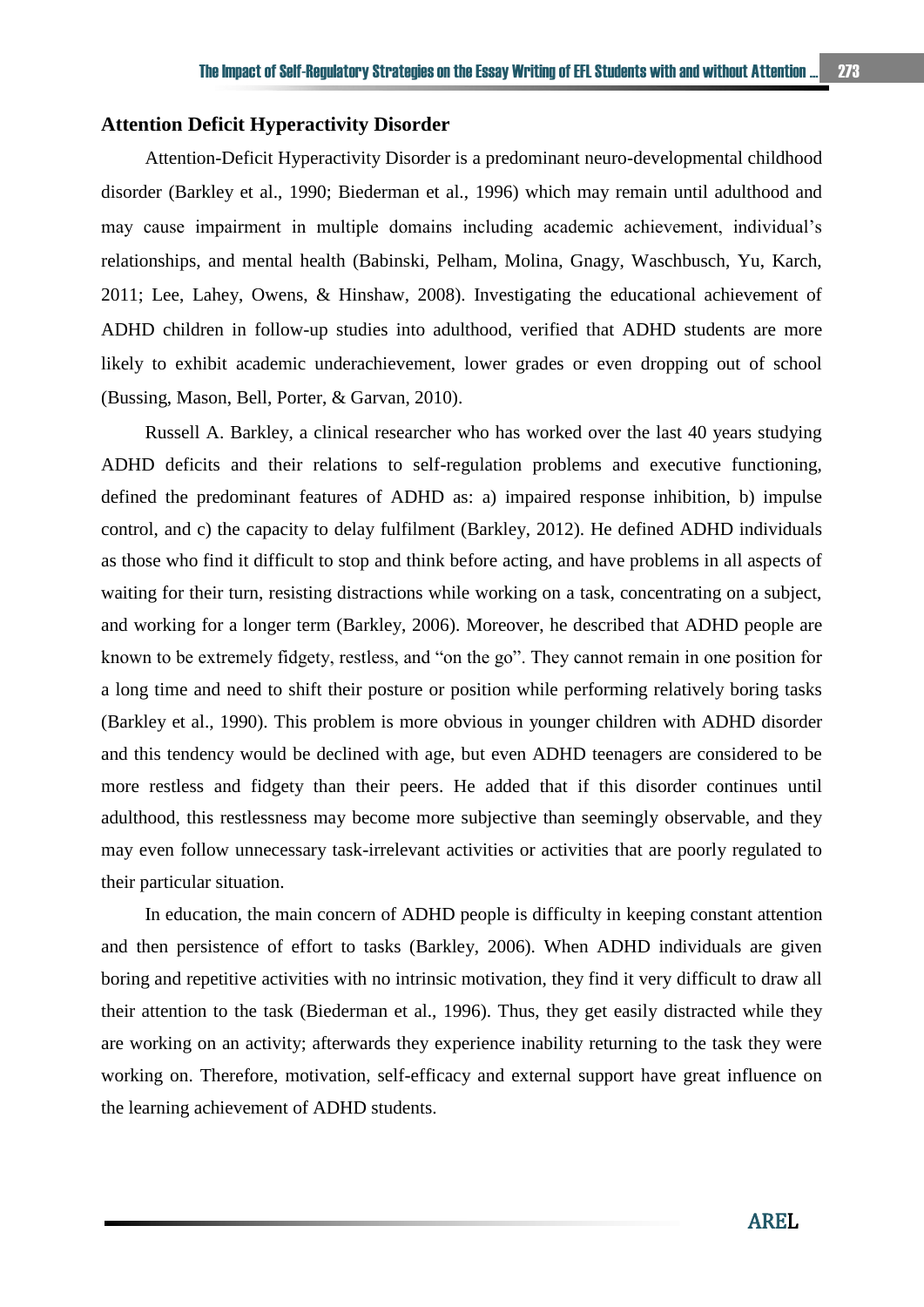## Attention Deficit Hyperactivity Disorder

Attention-Deficit Hyperactivity Disorder is a predominant neuro-developmental childhood disorder (Barkley et al., 1990; Biederman et al., 1996) which may remain until adulthood and may cause impairment in multiple domains including academic achievement, individual's relationships, and mental health (Babinski, Pelham, Molina, Gnagy, Waschbusch, Yu, Karch, 2011; Lee, Lahey, Owens, & Hinshaw, 2008). Investigating the educational achievement of ADHD children in follow-up studies into adulthood, verified that ADHD students are more likely to exhibit academic underachievement, lower grades or even dropping out of school (Bussing, Mason, Bell, Porter, & Garvan, 2010).

Russell A. Barkley, a clinical researcher who has worked over the last 40 years studying ADHD deficits and their relations to self-regulation problems and executive functioning, defined the predominant features of ADHD as: a) impaired response inhibition, b) impulse control, and c) the capacity to delay fulfilment (Barkley, 2012). He defined ADHD individuals as those who find it difficult to stop and think before acting, and have problems in all aspects of waiting for their turn, resisting distractions while working on a task, concentrating on a subject, and working for a longer term (Barkley, 2006). Moreover, he described that ADHD people are known to be extremely fidgety, restless, and "on the go". They cannot remain in one position for a long time and need to shift their posture or position while performing relatively boring tasks (Barkley et al., 1990). This problem is more obvious in younger children with ADHD disorder and this tendency would be declined with age, but even ADHD teenagers are considered to be more restless and fidgety than their peers. He added that if this disorder continues until adulthood, this restlessness may become more subjective than seemingly observable, and they may even follow unnecessary task-irrelevant activities or activities that are poorly regulated to their particular situation.

In education, the main concern of ADHD people is difficulty in keeping constant attention and then persistence of effort to tasks (Barkley, 2006). When ADHD individuals are given boring and repetitive activities with no intrinsic motivation, they find it very difficult to draw all their attention to the task (Biederman et al., 1996). Thus, they get easily distracted while they are working on an activity; afterwards they experience inability returning to the task they were working on. Therefore, motivation, self-efficacy and external support have great influence on the learning achievement of ADHD students.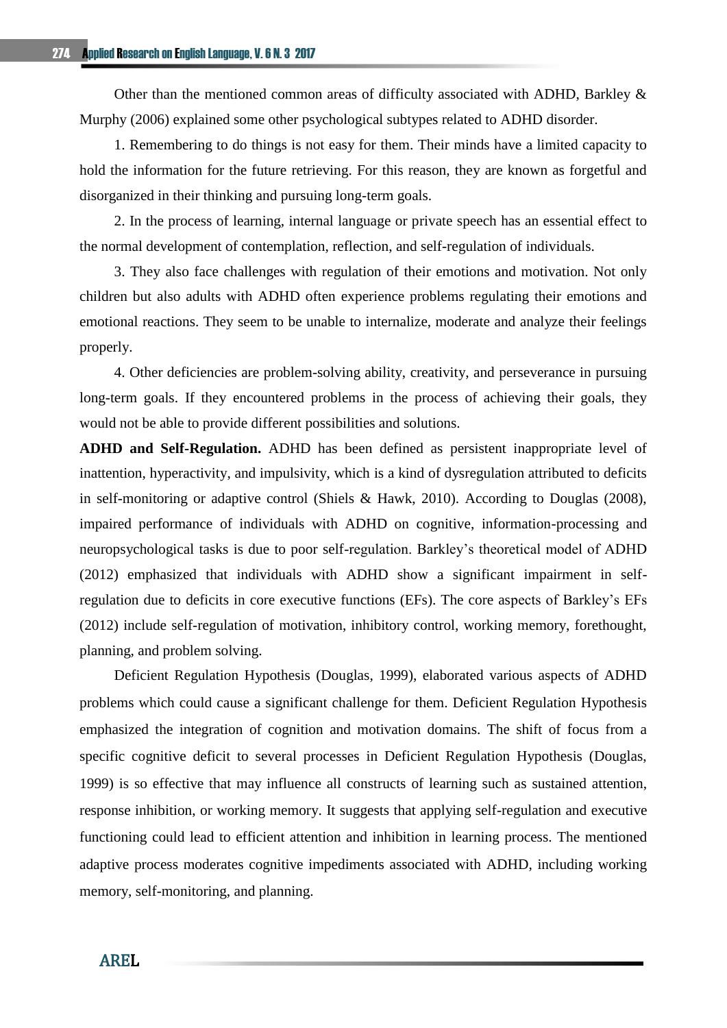Other than the mentioned common areas of difficulty associated with ADHD, Barkley & Murphy (2006) explained some other psychological subtypes related to ADHD disorder.

1. Remembering to do things is not easy for them. Their minds have a limited capacity to hold the information for the future retrieving. For this reason, they are known as forgetful and disorganized in their thinking and pursuing long-term goals.

2. In the process of learning, internal language or private speech has an essential effect to the normal development of contemplation, reflection, and self-regulation of individuals.

3. They also face challenges with regulation of their emotions and motivation. Not only children but also adults with ADHD often experience problems regulating their emotions and emotional reactions. They seem to be unable to internalize, moderate and analyze their feelings properly.

4. Other deficiencies are problem-solving ability, creativity, and perseverance in pursuing long-term goals. If they encountered problems in the process of achieving their goals, they would not be able to provide different possibilities and solutions.

**ADHD and Self-Regulation.** ADHD has been defined as persistent inappropriate level of inattention, hyperactivity, and impulsivity, which is a kind of dysregulation attributed to deficits in self-monitoring or adaptive control (Shiels & Hawk, 2010). According to Douglas (2008), impaired performance of individuals with ADHD on cognitive, information-processing and neuropsychological tasks is due to poor self-regulation. Barkley's theoretical model of ADHD (2012) emphasized that individuals with ADHD show a significant impairment in self-regulation due to deficits in core executive functions (EFs). The core aspects of Barkley's EFs (2012) include self-regulation of motivation, inhibitory control, working memory, forethought, planning, and problem solving.

Deficient Regulation Hypothesis (Douglas, 1999), elaborated various aspects of ADHD problems which could cause a significant challenge for them. Deficient Regulation Hypothesis emphasized the integration of cognition and motivation domains. The shift of focus from a specific cognitive deficit to several processes in Deficient Regulation Hypothesis (Douglas, 1999) is so effective that may influence all constructs of learning such as sustained attention, response inhibition, or working memory. It suggests that applying self-regulation and executive functioning could lead to efficient attention and inhibition in learning process. The mentioned adaptive process moderates cognitive impediments associated with ADHD, including working memory, self-monitoring, and planning.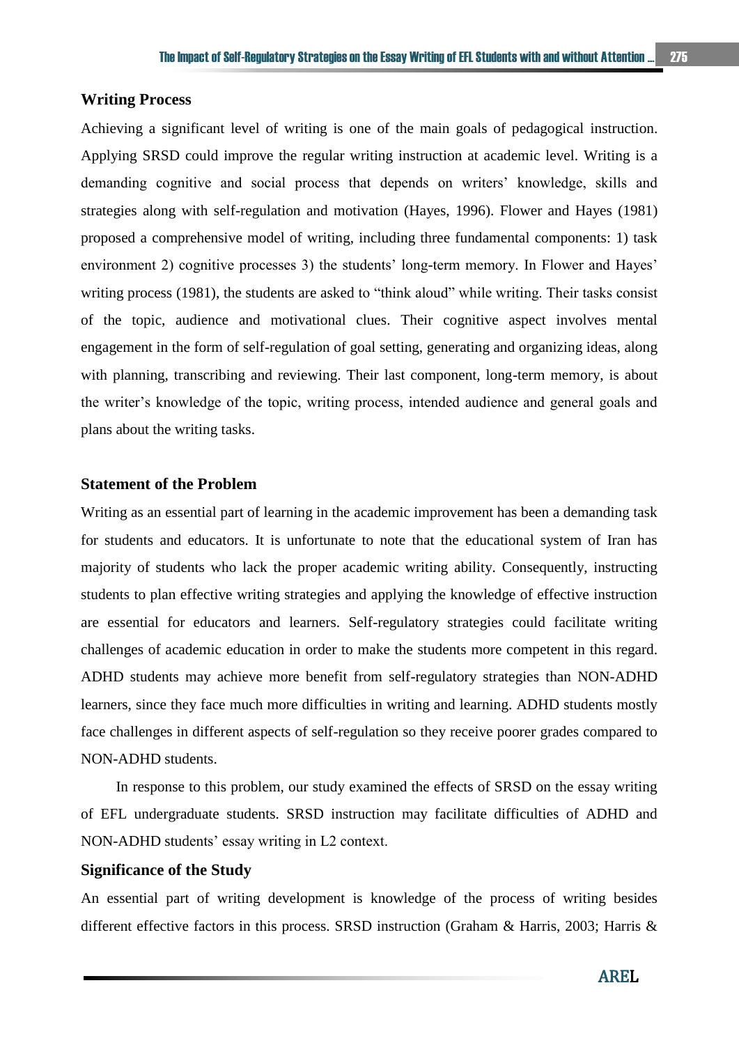## Writing Process

Achieving a significant level of writing is one of the main goals of pedagogical instruction. Applying SRSD could improve the regular writing instruction at academic level. Writing is a demanding cognitive and social process that depends on writers' knowledge, skills and strategies along with self-regulation and motivation (Hayes, 1996). Flower and Hayes (1981) proposed a comprehensive model of writing, including three fundamental components: 1) task environment 2) cognitive processes 3) the students' long-term memory. In Flower and Hayes' writing process (1981), the students are asked to "think aloud" while writing. Their tasks consist of the topic, audience and motivational clues. Their cognitive aspect involves mental engagement in the form of self-regulation of goal setting, generating and organizing ideas, along with planning, transcribing and reviewing. Their last component, long-term memory, is about the writer's knowledge of the topic, writing process, intended audience and general goals and plans about the writing tasks.

## Statement of the Problem

Writing as an essential part of learning in the academic improvement has been a demanding task for students and educators. It is unfortunate to note that the educational system of Iran has majority of students who lack the proper academic writing ability. Consequently, instructing students to plan effective writing strategies and applying the knowledge of effective instruction are essential for educators and learners. Self-regulatory strategies could facilitate writing challenges of academic education in order to make the students more competent in this regard. ADHD students may achieve more benefit from self-regulatory strategies than NON-ADHD learners, since they face much more difficulties in writing and learning. ADHD students mostly face challenges in different aspects of self-regulation so they receive poorer grades compared to NON-ADHD students.

In response to this problem, our study examined the effects of SRSD on the essay writing of EFL undergraduate students. SRSD instruction may facilitate difficulties of ADHD and NON-ADHD students' essay writing in L2 context.

## Significance of the Study

An essential part of writing development is knowledge of the process of writing besides different effective factors in this process. SRSD instruction (Graham & Harris, 2003; Harris &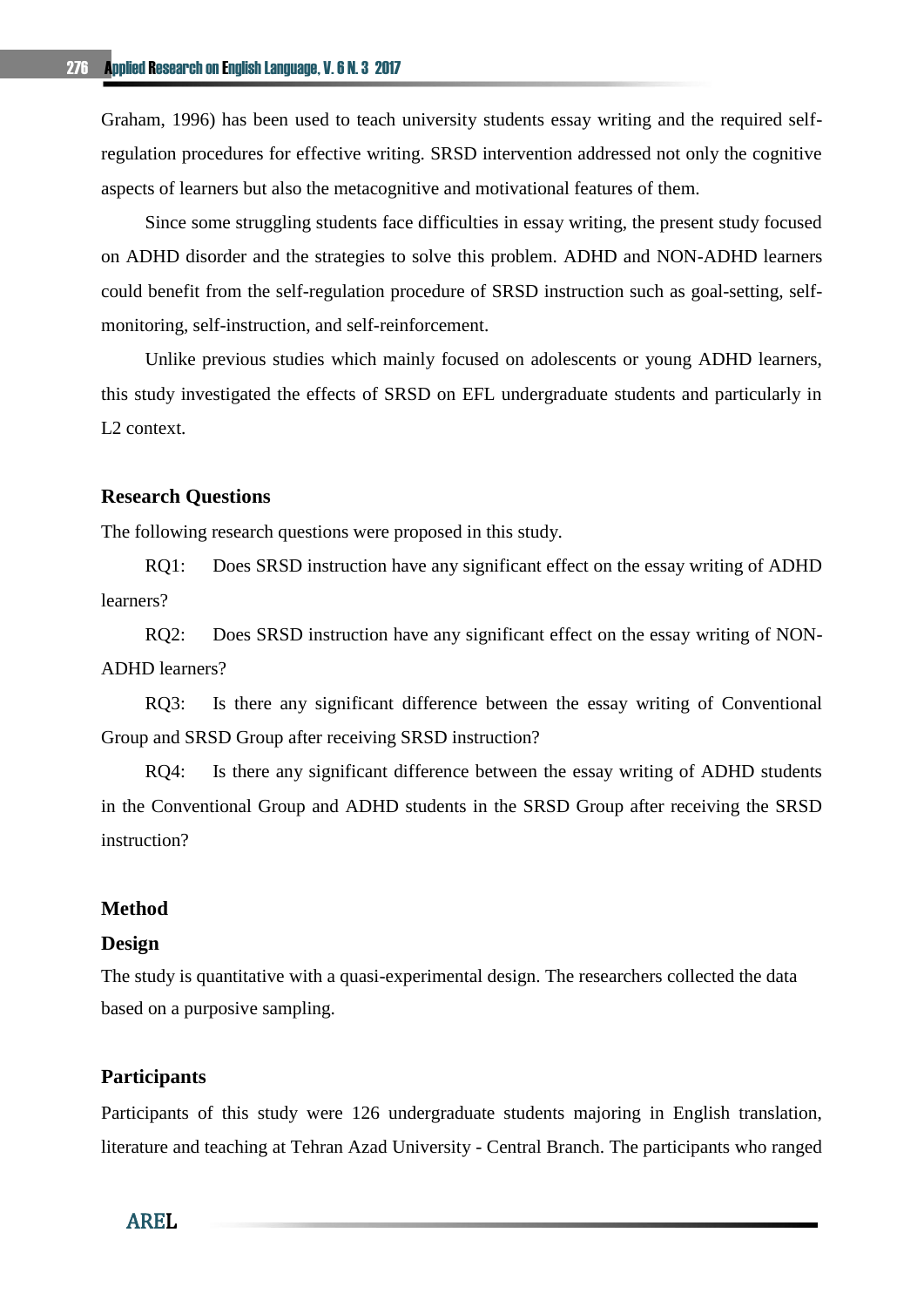Graham, 1996) has been used to teach university students essay writing and the required self-regulation procedures for effective writing. SRSD intervention addressed not only the cognitive aspects of learners but also the metacognitive and motivational features of them.

Since some struggling students face difficulties in essay writing, the present study focused on ADHD disorder and the strategies to solve this problem. ADHD and NON-ADHD learners could benefit from the self-regulation procedure of SRSD instruction such as goal-setting, self-monitoring, self-instruction, and self-reinforcement.

Unlike previous studies which mainly focused on adolescents or young ADHD learners, this study investigated the effects of SRSD on EFL undergraduate students and particularly in L2 context.

## Research Questions

The following research questions were proposed in this study.

RQ1: Does SRSD instruction have any significant effect on the essay writing of ADHD learners?

RQ2: Does SRSD instruction have any significant effect on the essay writing of NON-ADHD learners?

RQ3: Is there any significant difference between the essay writing of Conventional Group and SRSD Group after receiving SRSD instruction?

RQ4: Is there any significant difference between the essay writing of ADHD students in the Conventional Group and ADHD students in the SRSD Group after receiving the SRSD instruction?

## Method

### Design

The study is quantitative with a quasi-experimental design. The researchers collected the data based on a purposive sampling.

### Participants

Participants of this study were 126 undergraduate students majoring in English translation, literature and teaching at Tehran Azad University - Central Branch. The participants who ranged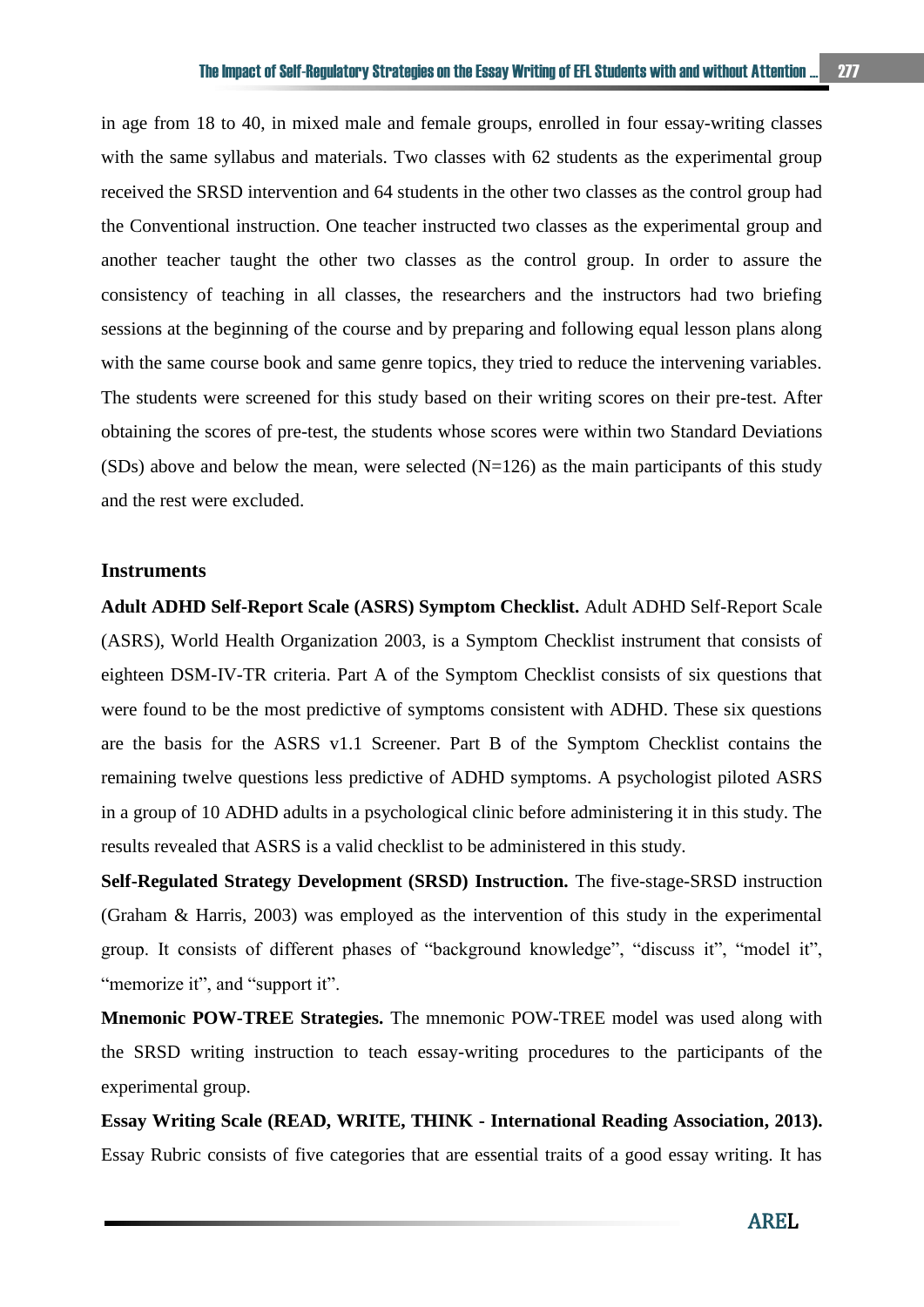in age from 18 to 40, in mixed male and female groups, enrolled in four essay-writing classes with the same syllabus and materials. Two classes with 62 students as the experimental group received the SRSD intervention and 64 students in the other two classes as the control group had the Conventional instruction. One teacher instructed two classes as the experimental group and another teacher taught the other two classes as the control group. In order to assure the consistency of teaching in all classes, the researchers and the instructors had two briefing sessions at the beginning of the course and by preparing and following equal lesson plans along with the same course book and same genre topics, they tried to reduce the intervening variables. The students were screened for this study based on their writing scores on their pre-test. After obtaining the scores of pre-test, the students whose scores were within two Standard Deviations (SDs) above and below the mean, were selected (N=126) as the main participants of this study and the rest were excluded.

### Instruments

**Adult ADHD Self-Report Scale (ASRS) Symptom Checklist.** Adult ADHD Self-Report Scale (ASRS), World Health Organization 2003, is a Symptom Checklist instrument that consists of eighteen DSM-IV-TR criteria. Part A of the Symptom Checklist consists of six questions that were found to be the most predictive of symptoms consistent with ADHD. These six questions are the basis for the ASRS v1.1 Screener. Part B of the Symptom Checklist contains the remaining twelve questions less predictive of ADHD symptoms. A psychologist piloted ASRS in a group of 10 ADHD adults in a psychological clinic before administering it in this study. The results revealed that ASRS is a valid checklist to be administered in this study.

**Self-Regulated Strategy Development (SRSD) Instruction.** The five-stage-SRSD instruction (Graham & Harris, 2003) was employed as the intervention of this study in the experimental group. It consists of different phases of "background knowledge", "discuss it", "model it", "memorize it", and "support it".

**Mnemonic POW-TREE Strategies.** The mnemonic POW-TREE model was used along with the SRSD writing instruction to teach essay-writing procedures to the participants of the experimental group.

**Essay Writing Scale (READ, WRITE, THINK - International Reading Association, 2013).** Essay Rubric consists of five categories that are essential traits of a good essay writing. It has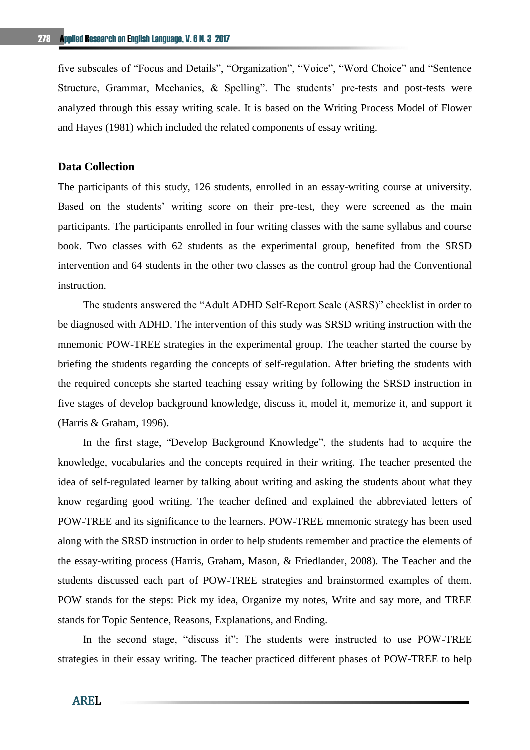five subscales of "Focus and Details", "Organization", "Voice", "Word Choice" and "Sentence Structure, Grammar, Mechanics, & Spelling". The students' pre-tests and post-tests were analyzed through this essay writing scale. It is based on the Writing Process Model of Flower and Hayes (1981) which included the related components of essay writing.

## Data Collection

The participants of this study, 126 students, enrolled in an essay-writing course at university. Based on the students' writing score on their pre-test, they were screened as the main participants. The participants enrolled in four writing classes with the same syllabus and course book. Two classes with 62 students as the experimental group, benefited from the SRSD intervention and 64 students in the other two classes as the control group had the Conventional instruction.

The students answered the "Adult ADHD Self-Report Scale (ASRS)" checklist in order to be diagnosed with ADHD. The intervention of this study was SRSD writing instruction with the mnemonic POW-TREE strategies in the experimental group. The teacher started the course by briefing the students regarding the concepts of self-regulation. After briefing the students with the required concepts she started teaching essay writing by following the SRSD instruction in five stages of develop background knowledge, discuss it, model it, memorize it, and support it (Harris & Graham, 1996).

In the first stage, "Develop Background Knowledge", the students had to acquire the knowledge, vocabularies and the concepts required in their writing. The teacher presented the idea of self-regulated learner by talking about writing and asking the students about what they know regarding good writing. The teacher defined and explained the abbreviated letters of POW-TREE and its significance to the learners. POW-TREE mnemonic strategy has been used along with the SRSD instruction in order to help students remember and practice the elements of the essay-writing process (Harris, Graham, Mason, & Friedlander, 2008). The Teacher and the students discussed each part of POW-TREE strategies and brainstormed examples of them. POW stands for the steps: Pick my idea, Organize my notes, Write and say more, and TREE stands for Topic Sentence, Reasons, Explanations, and Ending.

In the second stage, "discuss it": The students were instructed to use POW-TREE strategies in their essay writing. The teacher practiced different phases of POW-TREE to help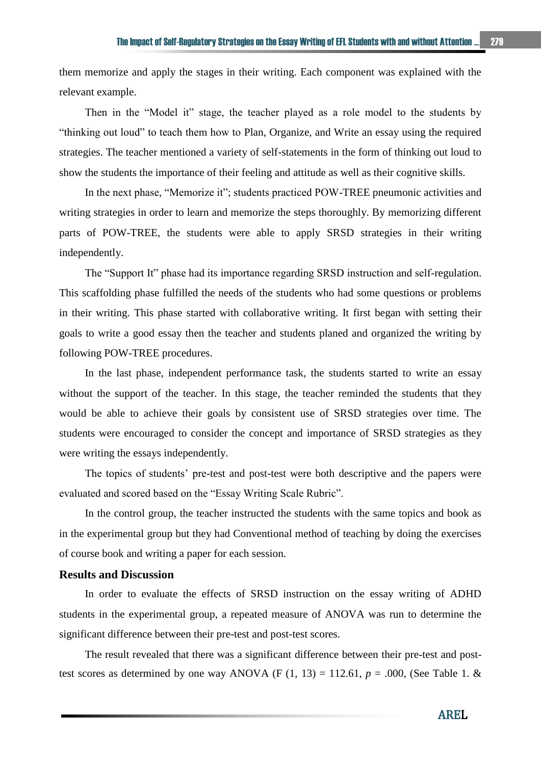them memorize and apply the stages in their writing. Each component was explained with the relevant example.

Then in the "Model it" stage, the teacher played as a role model to the students by "thinking out loud" to teach them how to Plan, Organize, and Write an essay using the required strategies. The teacher mentioned a variety of self-statements in the form of thinking out loud to show the students the importance of their feeling and attitude as well as their cognitive skills.

In the next phase, "Memorize it"; students practiced POW-TREE pneumonic activities and writing strategies in order to learn and memorize the steps thoroughly. By memorizing different parts of POW-TREE, the students were able to apply SRSD strategies in their writing independently.

The "Support It" phase had its importance regarding SRSD instruction and self-regulation. This scaffolding phase fulfilled the needs of the students who had some questions or problems in their writing. This phase started with collaborative writing. It first began with setting their goals to write a good essay then the teacher and students planed and organized the writing by following POW-TREE procedures.

In the last phase, independent performance task, the students started to write an essay without the support of the teacher. In this stage, the teacher reminded the students that they would be able to achieve their goals by consistent use of SRSD strategies over time. The students were encouraged to consider the concept and importance of SRSD strategies as they were writing the essays independently.

The topics of students' pre-test and post-test were both descriptive and the papers were evaluated and scored based on the "Essay Writing Scale Rubric".

In the control group, the teacher instructed the students with the same topics and book as in the experimental group but they had Conventional method of teaching by doing the exercises of course book and writing a paper for each session.

## Results and Discussion

In order to evaluate the effects of SRSD instruction on the essay writing of ADHD students in the experimental group, a repeated measure of ANOVA was run to determine the significant difference between their pre-test and post-test scores.

The result revealed that there was a significant difference between their pre-test and post-test scores as determined by one way ANOVA ($F(1, 13) = 112.61$, $p = .000$, (See Table 1. &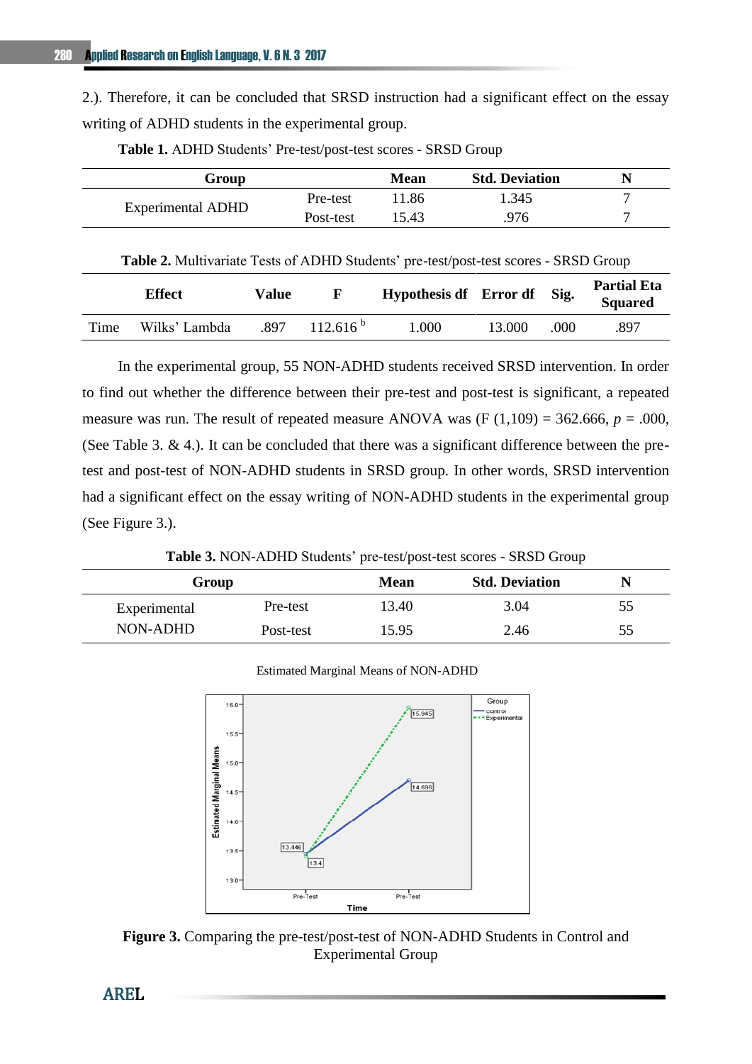2.). Therefore, it can be concluded that SRSD instruction had a significant effect on the essay writing of ADHD students in the experimental group.

**Table 1.** ADHD Students' Pre-test/post-test scores - SRSD Group

| Group | | Mean | Std. Deviation | N |
|---|---|---|---|---|
| Experimental ADHD | Pre-test | 11.86 | 1.345 | 7 |
| | Post-test | 15.43 | .976 | 7 |

**Table 2.** Multivariate Tests of ADHD Students' pre-test/post-test scores - SRSD Group

| | Effect | Value | F | Hypothesis df | Error df | Sig. | Partial Eta Squared |
|---|---|---|---|---|---|---|---|
| Time | Wilks' Lambda | .897 | 112.616 [b] | 1.000 | 13.000 | .000 | .897 |

In the experimental group, 55 NON-ADHD students received SRSD intervention. In order to find out whether the difference between their pre-test and post-test is significant, a repeated measure was run. The result of repeated measure ANOVA was ($F(1,109) = 362.666$, $p = .000$, (See Table 3. & 4.). It can be concluded that there was a significant difference between the pre-test and post-test of NON-ADHD students in SRSD group. In other words, SRSD intervention had a significant effect on the essay writing of NON-ADHD students in the experimental group (See Figure 3.).

**Table 3.** NON-ADHD Students' pre-test/post-test scores - SRSD Group

| Group | | Mean | Std. Deviation | N |
|---|---|---|---|---|
| Experimental NON-ADHD | Pre-test | 13.40 | 3.04 | 55 |
| | Post-test | 15.95 | 2.46 | 55 |

Estimated Marginal Means of NON-ADHD

**Figure 3.** Comparing the pre-test/post-test of NON-ADHD Students in Control and Experimental Group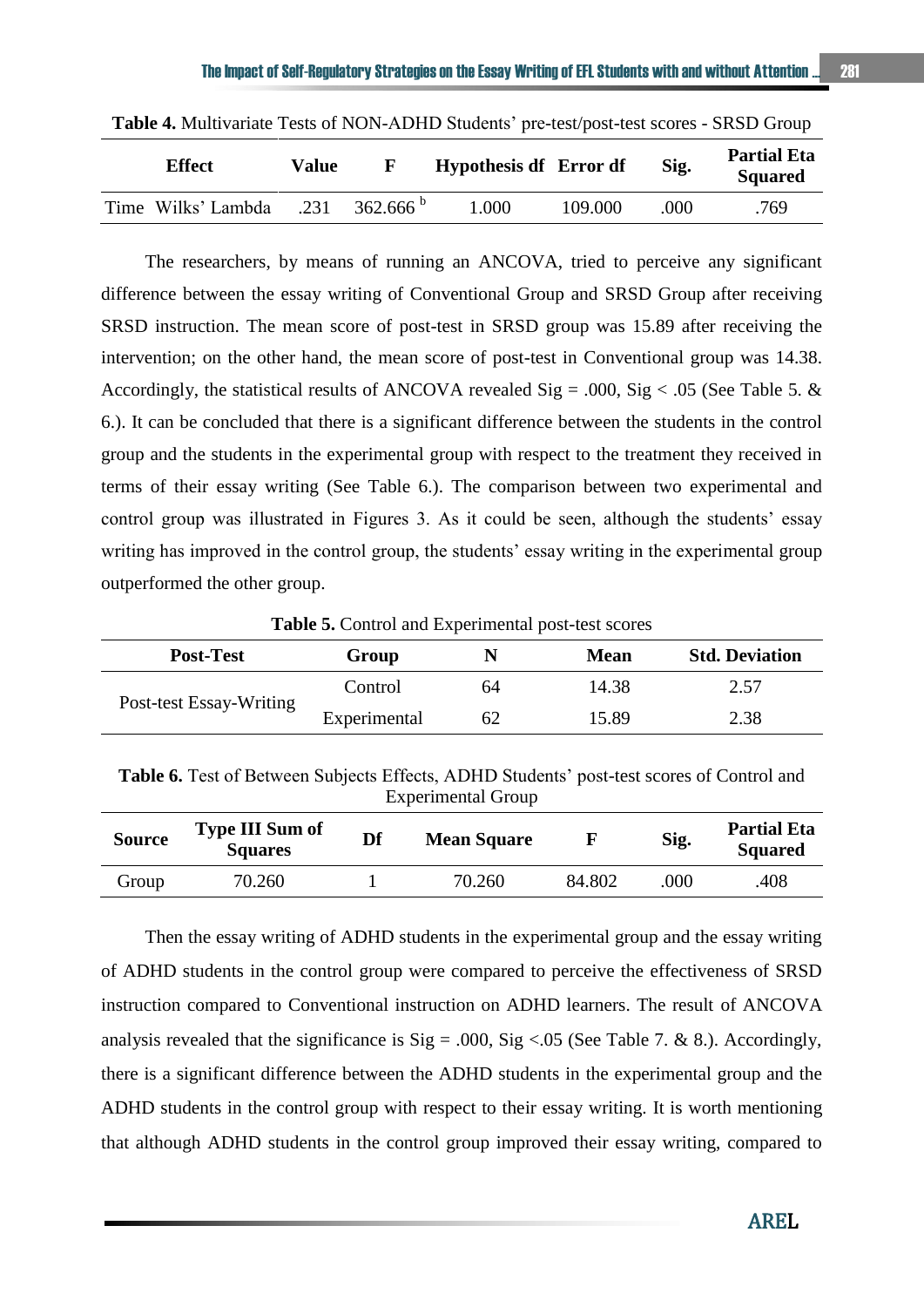**Table 4.** Multivariate Tests of NON-ADHD Students' pre-test/post-test scores - SRSD Group

| Effect | | Value | F | Hypothesis df | Error df | Sig. | Partial Eta Squared |
|---|---|---|---|---|---|---|---|
| Time | Wilks' Lambda | .231 | 362.666 b | 1.000 | 109.000 | .000 | .769 |

The researchers, by means of running an ANCOVA, tried to perceive any significant difference between the essay writing of Conventional Group and SRSD Group after receiving SRSD instruction. The mean score of post-test in SRSD group was 15.89 after receiving the intervention; on the other hand, the mean score of post-test in Conventional group was 14.38. Accordingly, the statistical results of ANCOVA revealed Sig = .000, Sig < .05 (See Table 5. & 6.). It can be concluded that there is a significant difference between the students in the control group and the students in the experimental group with respect to the treatment they received in terms of their essay writing (See Table 6.). The comparison between two experimental and control group was illustrated in Figures 3. As it could be seen, although the students' essay writing has improved in the control group, the students' essay writing in the experimental group outperformed the other group.

**Table 5.** Control and Experimental post-test scores

| Post-Test | Group | N | Mean | Std. Deviation |
|---|---|---|---|---|
| Post-test Essay-Writing | Control | 64 | 14.38 | 2.57 |
| | Experimental | 62 | 15.89 | 2.38 |

**Table 6.** Test of Between Subjects Effects, ADHD Students' post-test scores of Control and Experimental Group

| Source | Type III Sum of Squares | Df | Mean Square | F | Sig. | Partial Eta Squared |
|---|---|---|---|---|---|---|
| Group | 70.260 | 1 | 70.260 | 84.802 | .000 | .408 |

Then the essay writing of ADHD students in the experimental group and the essay writing of ADHD students in the control group were compared to perceive the effectiveness of SRSD instruction compared to Conventional instruction on ADHD learners. The result of ANCOVA analysis revealed that the significance is Sig = .000, Sig <.05 (See Table 7. & 8.). Accordingly, there is a significant difference between the ADHD students in the experimental group and the ADHD students in the control group with respect to their essay writing. It is worth mentioning that although ADHD students in the control group improved their essay writing, compared to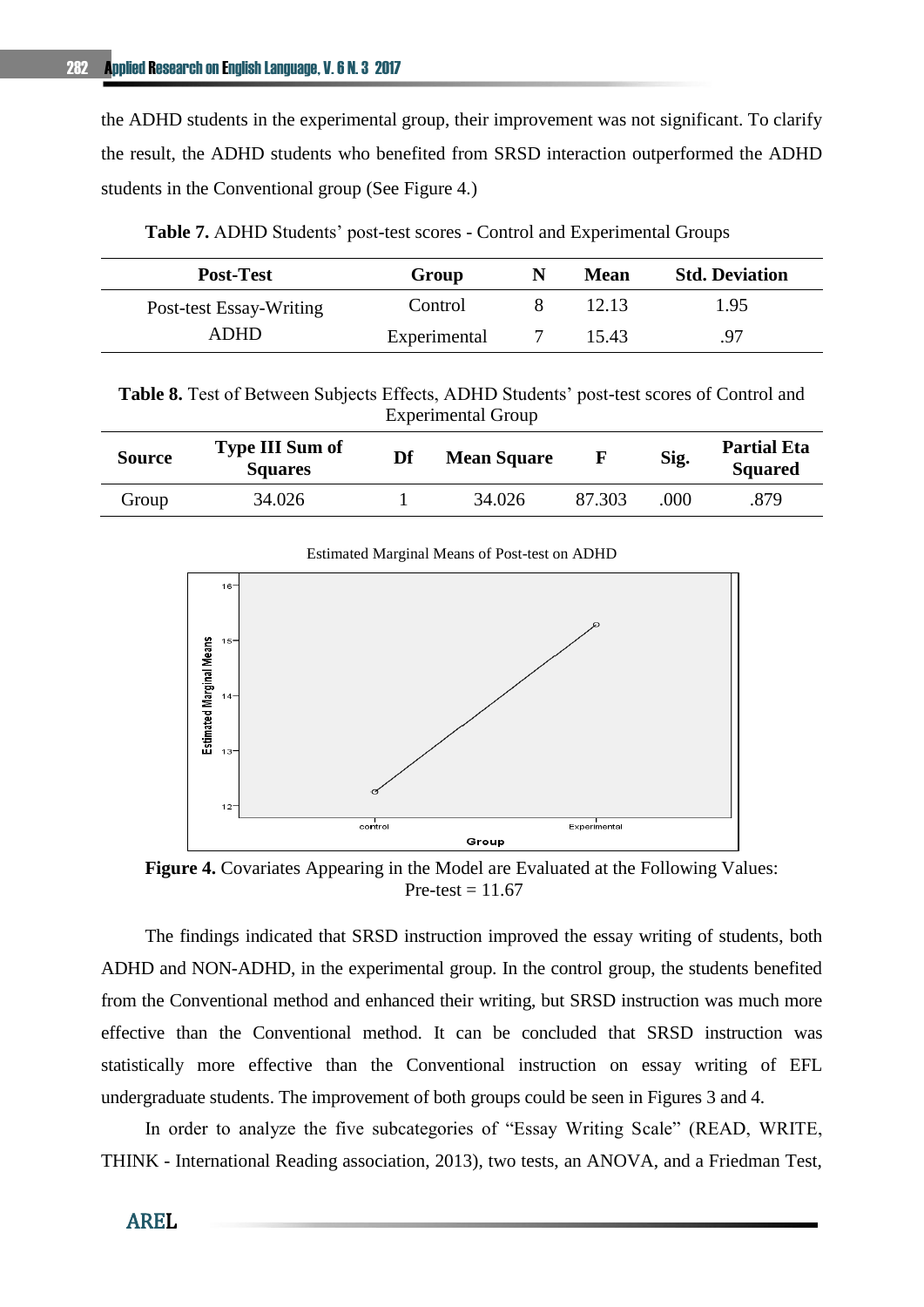the ADHD students in the experimental group, their improvement was not significant. To clarify the result, the ADHD students who benefited from SRSD interaction outperformed the ADHD students in the Conventional group (See Figure 4.)

**Table 7.** ADHD Students' post-test scores - Control and Experimental Groups

| Post-Test | Group | N | Mean | Std. Deviation |
|---|---|---|---|---|
| Post-test Essay-Writing ADHD | Control | 8 | 12.13 | 1.95 |
| | Experimental | 7 | 15.43 | .97 |

**Table 8.** Test of Between Subjects Effects, ADHD Students' post-test scores of Control and Experimental Group

| Source | Type III Sum of Squares | Df | Mean Square | F | Sig. | Partial Eta Squared |
|---|---|---|---|---|---|---|
| Group | 34.026 | 1 | 34.026 | 87.303 | .000 | .879 |

Estimated Marginal Means of Post-test on ADHD

**Figure 4.** Covariates Appearing in the Model are Evaluated at the Following Values: Pre-test = 11.67

The findings indicated that SRSD instruction improved the essay writing of students, both ADHD and NON-ADHD, in the experimental group. In the control group, the students benefited from the Conventional method and enhanced their writing, but SRSD instruction was much more effective than the Conventional method. It can be concluded that SRSD instruction was statistically more effective than the Conventional instruction on essay writing of EFL undergraduate students. The improvement of both groups could be seen in Figures 3 and 4.

In order to analyze the five subcategories of "Essay Writing Scale" (READ, WRITE, THINK - International Reading association, 2013), two tests, an ANOVA, and a Friedman Test,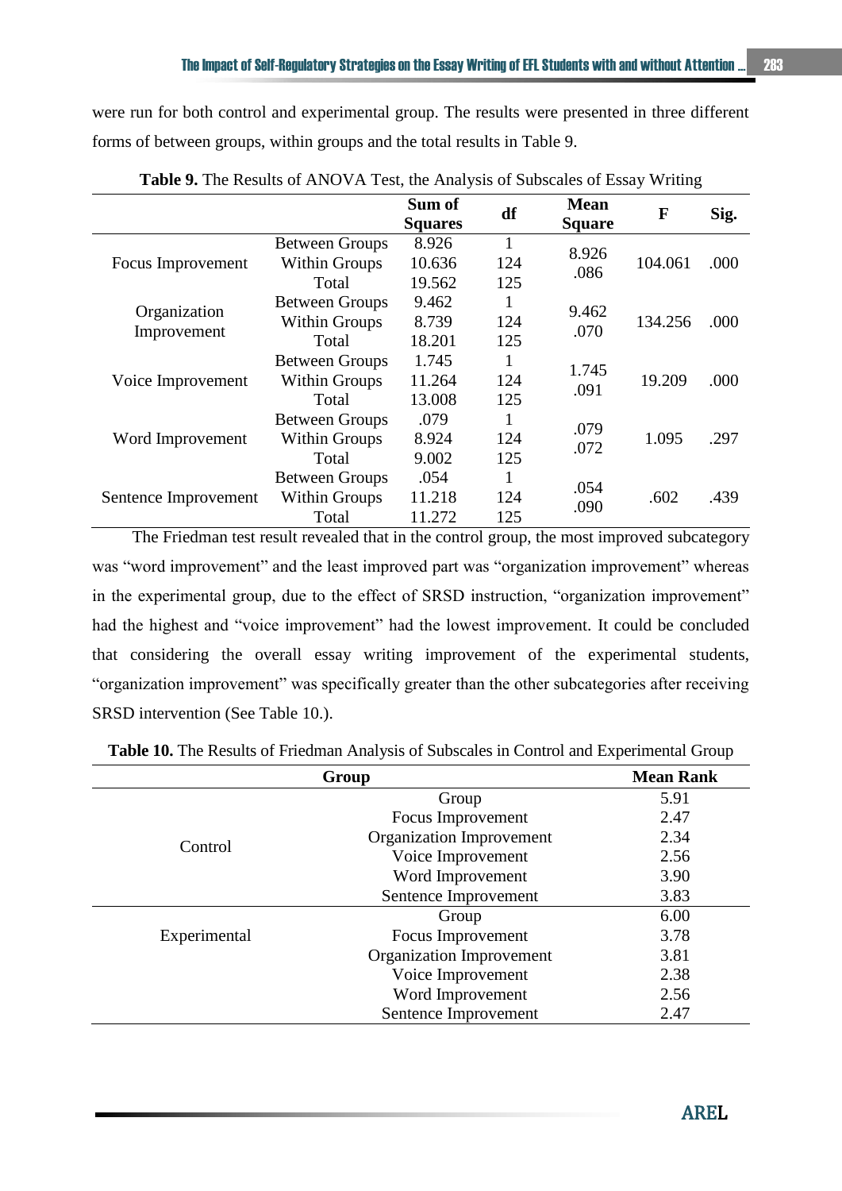were run for both control and experimental group. The results were presented in three different forms of between groups, within groups and the total results in Table 9.

**Table 9.** The Results of ANOVA Test, the Analysis of Subscales of Essay Writing

| | | Sum of Squares | df | Mean Square | F | Sig. |
|---|---|---|---|---|---|---|
| Focus Improvement | Between Groups | 8.926 | 1 | 8.926 | 104.061 | .000 |
| | Within Groups | 10.636 | 124 | .086 | | |
| | Total | 19.562 | 125 | | | |
| Organization Improvement | Between Groups | 9.462 | 1 | 9.462 | 134.256 | .000 |
| | Within Groups | 8.739 | 124 | .070 | | |
| | Total | 18.201 | 125 | | | |
| Voice Improvement | Between Groups | 1.745 | 1 | 1.745 | 19.209 | .000 |
| | Within Groups | 11.264 | 124 | .091 | | |
| | Total | 13.008 | 125 | | | |
| Word Improvement | Between Groups | .079 | 1 | .079 | 1.095 | .297 |
| | Within Groups | 8.924 | 124 | .072 | | |
| | Total | 9.002 | 125 | | | |
| Sentence Improvement | Between Groups | .054 | 1 | .054 | .602 | .439 |
| | Within Groups | 11.218 | 124 | .090 | | |
| | Total | 11.272 | 125 | | | |

The Friedman test result revealed that in the control group, the most improved subcategory was "word improvement" and the least improved part was "organization improvement" whereas in the experimental group, due to the effect of SRSD instruction, "organization improvement" had the highest and "voice improvement" had the lowest improvement. It could be concluded that considering the overall essay writing improvement of the experimental students, "organization improvement" was specifically greater than the other subcategories after receiving SRSD intervention (See Table 10.).

**Table 10.** The Results of Friedman Analysis of Subscales in Control and Experimental Group

| Group | | Mean Rank |
|---|---|---|
| Control | Group | 5.91 |
| | Focus Improvement | 2.47 |
| | Organization Improvement | 2.34 |
| | Voice Improvement | 2.56 |
| | Word Improvement | 3.90 |
| | Sentence Improvement | 3.83 |
| Experimental | Group | 6.00 |
| | Focus Improvement | 3.78 |
| | Organization Improvement | 3.81 |
| | Voice Improvement | 2.38 |
| | Word Improvement | 2.56 |
| | Sentence Improvement | 2.47 |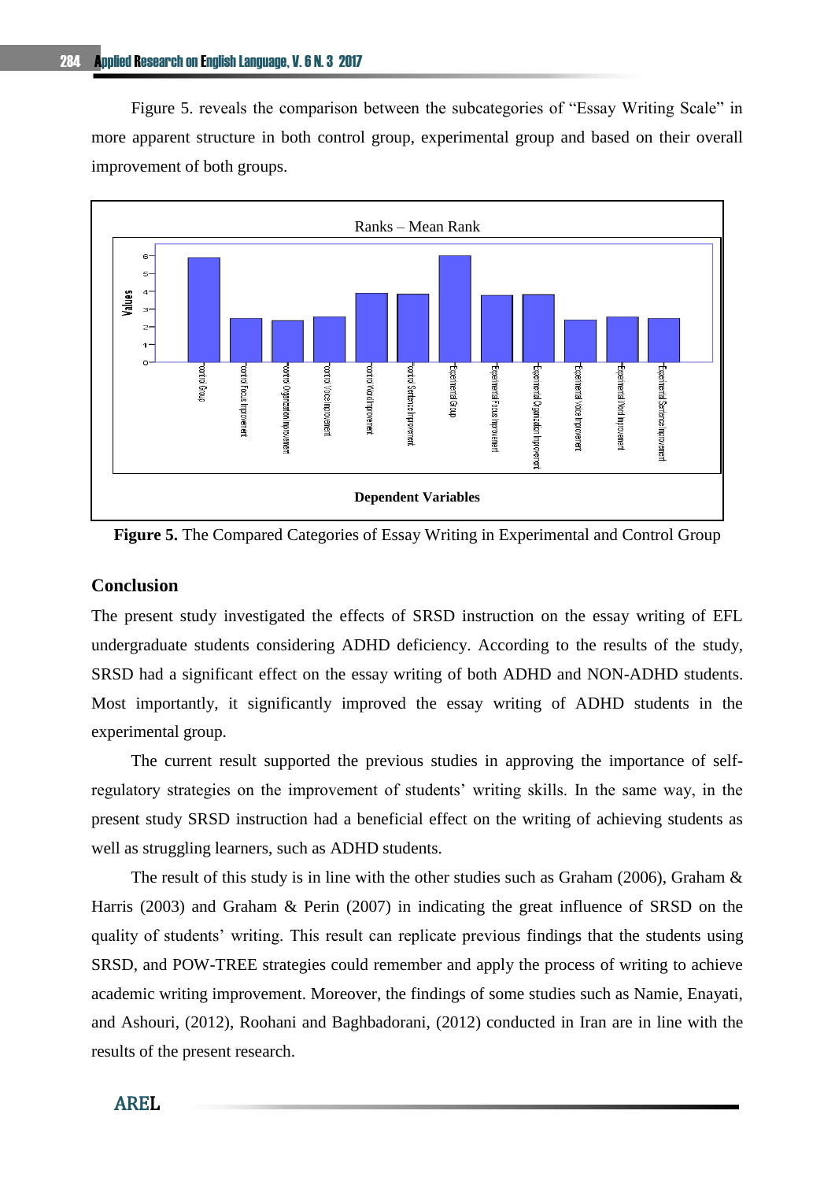Figure 5. reveals the comparison between the subcategories of "Essay Writing Scale" in more apparent structure in both control group, experimental group and based on their overall improvement of both groups.

Figure 5. The Compared Categories of Essay Writing in Experimental and Control Group

## Conclusion

The present study investigated the effects of SRSD instruction on the essay writing of EFL undergraduate students considering ADHD deficiency. According to the results of the study, SRSD had a significant effect on the essay writing of both ADHD and NON-ADHD students. Most importantly, it significantly improved the essay writing of ADHD students in the experimental group.

The current result supported the previous studies in approving the importance of self-regulatory strategies on the improvement of students' writing skills. In the same way, in the present study SRSD instruction had a beneficial effect on the writing of achieving students as well as struggling learners, such as ADHD students.

The result of this study is in line with the other studies such as Graham (2006), Graham & Harris (2003) and Graham & Perin (2007) in indicating the great influence of SRSD on the quality of students' writing. This result can replicate previous findings that the students using SRSD, and POW-TREE strategies could remember and apply the process of writing to achieve academic writing improvement. Moreover, the findings of some studies such as Namie, Enayati, and Ashouri, (2012), Roohani and Baghbadorani, (2012) conducted in Iran are in line with the results of the present research.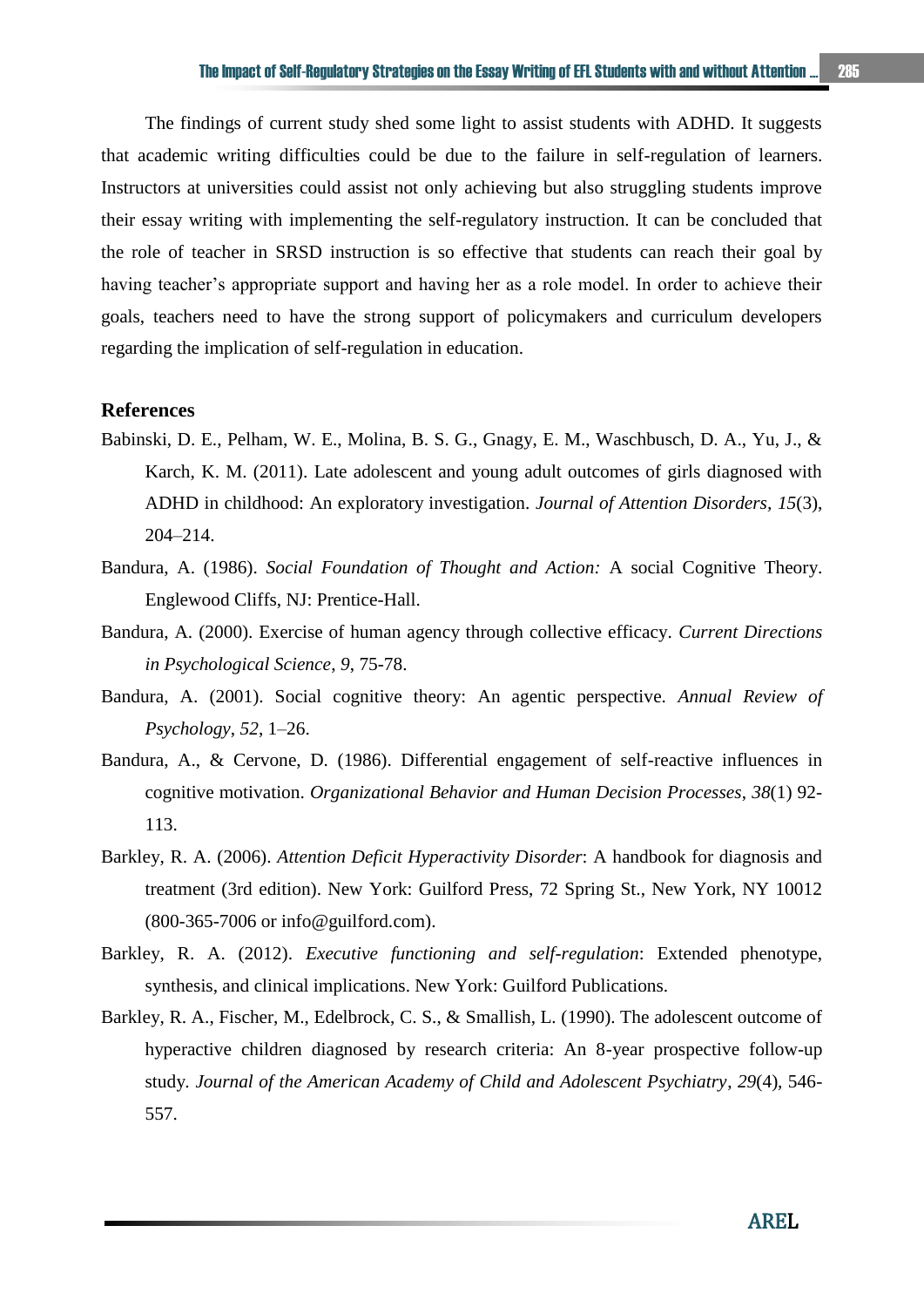The findings of current study shed some light to assist students with ADHD. It suggests that academic writing difficulties could be due to the failure in self-regulation of learners. Instructors at universities could assist not only achieving but also struggling students improve their essay writing with implementing the self-regulatory instruction. It can be concluded that the role of teacher in SRSD instruction is so effective that students can reach their goal by having teacher's appropriate support and having her as a role model. In order to achieve their goals, teachers need to have the strong support of policymakers and curriculum developers regarding the implication of self-regulation in education.

## References

Babinski, D. E., Pelham, W. E., Molina, B. S. G., Gnagy, E. M., Waschbusch, D. A., Yu, J., & Karch, K. M. (2011). Late adolescent and young adult outcomes of girls diagnosed with ADHD in childhood: An exploratory investigation. *Journal of Attention Disorders, 15*(3), 204–214.

Bandura, A. (1986). *Social Foundation of Thought and Action:* A social Cognitive Theory. Englewood Cliffs, NJ: Prentice-Hall.

Bandura, A. (2000). Exercise of human agency through collective efficacy. *Current Directions in Psychological Science*, *9*, 75-78.

Bandura, A. (2001). Social cognitive theory: An agentic perspective. *Annual Review of Psychology*, *52*, 1–26.

Bandura, A., & Cervone, D. (1986). Differential engagement of self-reactive influences in cognitive motivation. *Organizational Behavior and Human Decision Processes*, *38*(1) 92-113.

Barkley, R. A. (2006). *Attention Deficit Hyperactivity Disorder*: A handbook for diagnosis and treatment (3rd edition). New York: Guilford Press, 72 Spring St., New York, NY 10012 (800-365-7006 or info@guilford.com).

Barkley, R. A. (2012). *Executive functioning and self-regulation*: Extended phenotype, synthesis, and clinical implications. New York: Guilford Publications.

Barkley, R. A., Fischer, M., Edelbrock, C. S., & Smallish, L. (1990). The adolescent outcome of hyperactive children diagnosed by research criteria: An 8-year prospective follow-up study. *Journal of the American Academy of Child and Adolescent Psychiatry*, *29*(4), 546-557.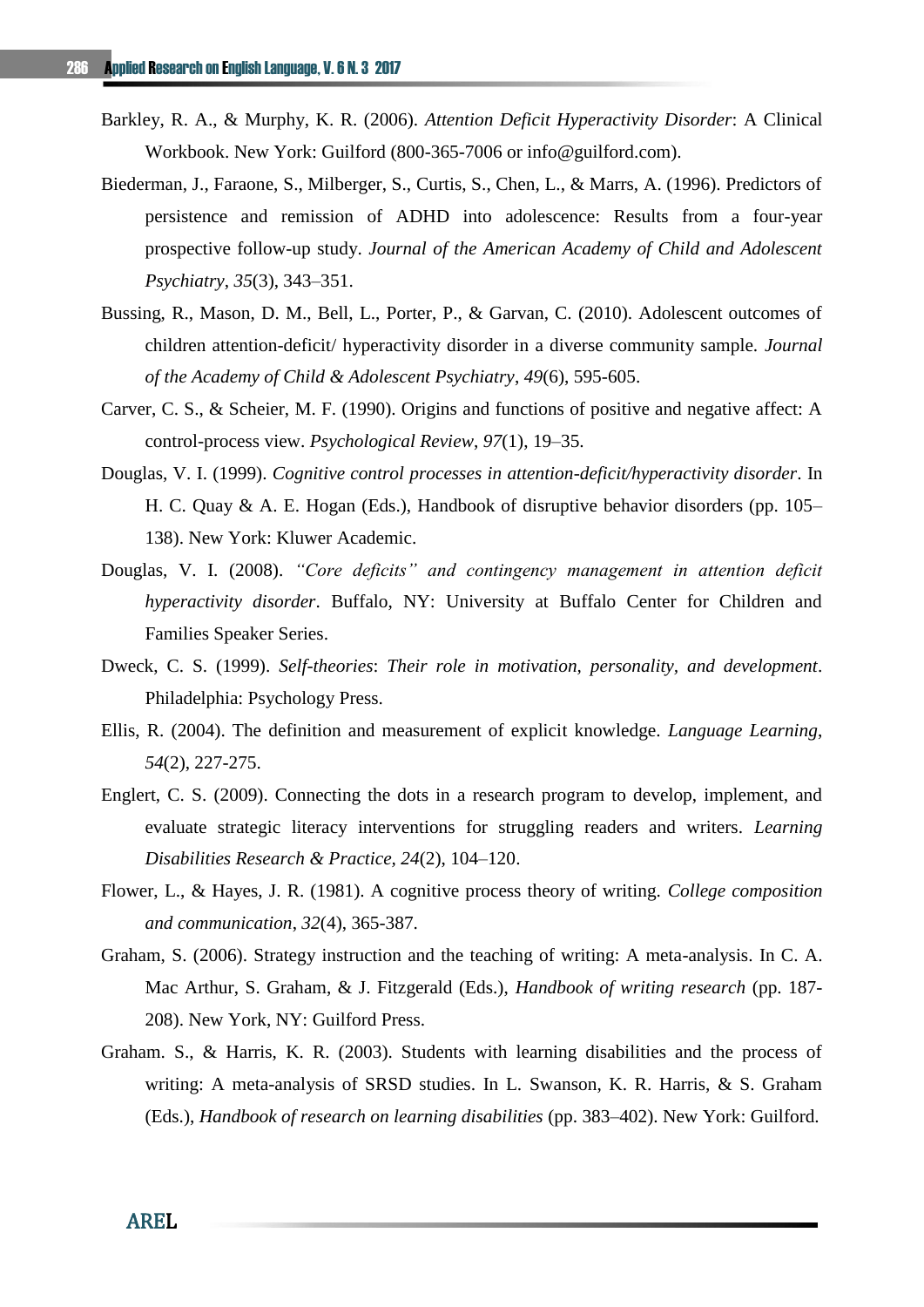Barkley, R. A., & Murphy, K. R. (2006). *Attention Deficit Hyperactivity Disorder*: A Clinical Workbook. New York: Guilford (800-365-7006 or info@guilford.com).

Biederman, J., Faraone, S., Milberger, S., Curtis, S., Chen, L., & Marrs, A. (1996). Predictors of persistence and remission of ADHD into adolescence: Results from a four-year prospective follow-up study. *Journal of the American Academy of Child and Adolescent Psychiatry*, *35*(3), 343–351.

Bussing, R., Mason, D. M., Bell, L., Porter, P., & Garvan, C. (2010). Adolescent outcomes of children attention-deficit/ hyperactivity disorder in a diverse community sample. *Journal of the Academy of Child & Adolescent Psychiatry*, *49*(6), 595-605.

Carver, C. S., & Scheier, M. F. (1990). Origins and functions of positive and negative affect: A control-process view. *Psychological Review*, *97*(1), 19–35.

Douglas, V. I. (1999). *Cognitive control processes in attention-deficit/hyperactivity disorder*. In H. C. Quay & A. E. Hogan (Eds.), Handbook of disruptive behavior disorders (pp. 105–138). New York: Kluwer Academic.

Douglas, V. I. (2008). *"Core deficits" and contingency management in attention deficit hyperactivity disorder*. Buffalo, NY: University at Buffalo Center for Children and Families Speaker Series.

Dweck, C. S. (1999). *Self-theories*: *Their role in motivation, personality, and development*. Philadelphia: Psychology Press.

Ellis, R. (2004). The definition and measurement of explicit knowledge. *Language Learning*, *54*(2), 227-275.

Englert, C. S. (2009). Connecting the dots in a research program to develop, implement, and evaluate strategic literacy interventions for struggling readers and writers. *Learning Disabilities Research & Practice, 24*(2), 104–120.

Flower, L., & Hayes, J. R. (1981). A cognitive process theory of writing. *College composition and communication*, *32*(4), 365-387.

Graham, S. (2006). Strategy instruction and the teaching of writing: A meta-analysis. In C. A. Mac Arthur, S. Graham, & J. Fitzgerald (Eds.), *Handbook of writing research* (pp. 187-208). New York, NY: Guilford Press.

Graham. S., & Harris, K. R. (2003). Students with learning disabilities and the process of writing: A meta-analysis of SRSD studies. In L. Swanson, K. R. Harris, & S. Graham (Eds.), *Handbook of research on learning disabilities* (pp. 383–402). New York: Guilford.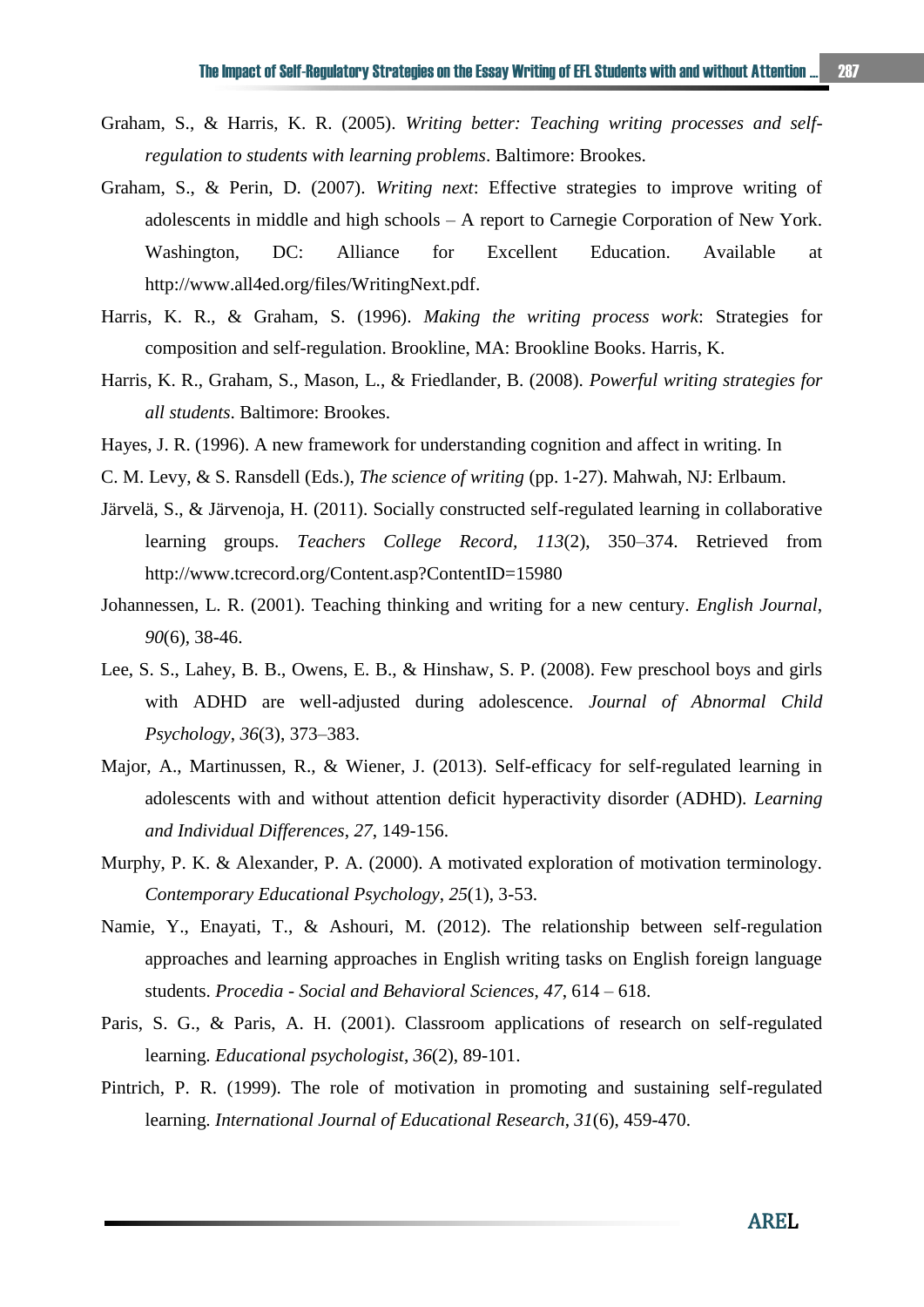Graham, S., & Harris, K. R. (2005). *Writing better: Teaching writing processes and self-regulation to students with learning problems*. Baltimore: Brookes.

Graham, S., & Perin, D. (2007). *Writing next*: Effective strategies to improve writing of adolescents in middle and high schools – A report to Carnegie Corporation of New York. Washington, DC: Alliance for Excellent Education. Available at http://www.all4ed.org/files/WritingNext.pdf.

Harris, K. R., & Graham, S. (1996). *Making the writing process work*: Strategies for composition and self-regulation. Brookline, MA: Brookline Books. Harris, K.

Harris, K. R., Graham, S., Mason, L., & Friedlander, B. (2008). *Powerful writing strategies for all students*. Baltimore: Brookes.

Hayes, J. R. (1996). A new framework for understanding cognition and affect in writing. In

C. M. Levy, & S. Ransdell (Eds.), *The science of writing* (pp. 1-27). Mahwah, NJ: Erlbaum.

Järvelä, S., & Järvenoja, H. (2011). Socially constructed self-regulated learning in collaborative learning groups. *Teachers College Record*, *113*(2), 350–374. Retrieved from http://www.tcrecord.org/Content.asp?ContentID=15980

Johannessen, L. R. (2001). Teaching thinking and writing for a new century. *English Journal*, *90*(6), 38-46.

Lee, S. S., Lahey, B. B., Owens, E. B., & Hinshaw, S. P. (2008). Few preschool boys and girls with ADHD are well-adjusted during adolescence. *Journal of Abnormal Child Psychology*, *36*(3), 373–383.

Major, A., Martinussen, R., & Wiener, J. (2013). Self-efficacy for self-regulated learning in adolescents with and without attention deficit hyperactivity disorder (ADHD). *Learning and Individual Differences*, *27*, 149-156.

Murphy, P. K. & Alexander, P. A. (2000). A motivated exploration of motivation terminology. *Contemporary Educational Psychology*, *25*(1), 3-53.

Namie, Y., Enayati, T., & Ashouri, M. (2012). The relationship between self-regulation approaches and learning approaches in English writing tasks on English foreign language students. *Procedia - Social and Behavioral Sciences*, *47*, 614 – 618.

Paris, S. G., & Paris, A. H. (2001). Classroom applications of research on self-regulated learning. *Educational psychologist*, *36*(2), 89-101.

Pintrich, P. R. (1999). The role of motivation in promoting and sustaining self-regulated learning. *International Journal of Educational Research*, *31*(6), 459-470.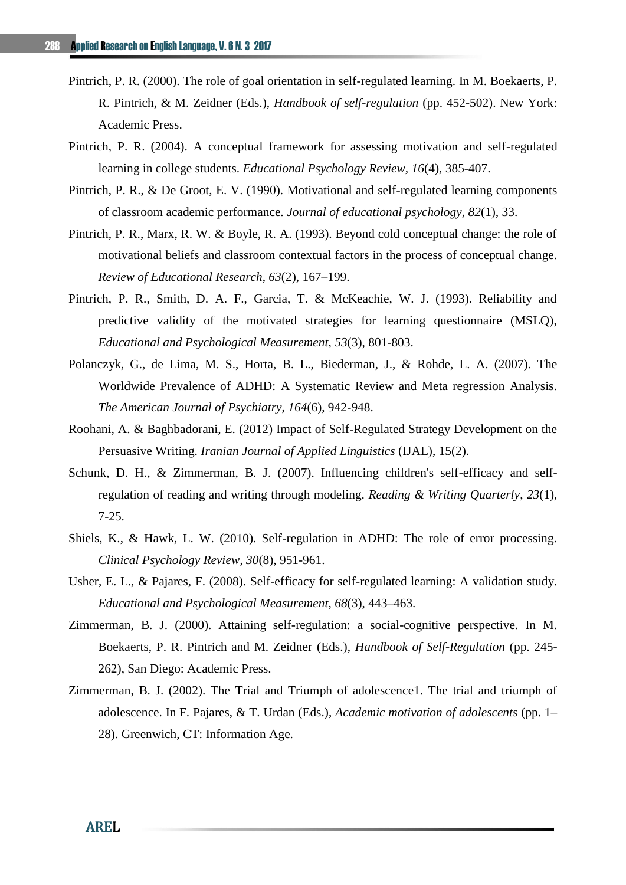Pintrich, P. R. (2000). The role of goal orientation in self-regulated learning. In M. Boekaerts, P. R. Pintrich, & M. Zeidner (Eds.), *Handbook of self-regulation* (pp. 452-502). New York: Academic Press.

Pintrich, P. R. (2004). A conceptual framework for assessing motivation and self-regulated learning in college students. *Educational Psychology Review*, *16*(4), 385-407.

Pintrich, P. R., & De Groot, E. V. (1990). Motivational and self-regulated learning components of classroom academic performance. *Journal of educational psychology*, *82*(1), 33.

Pintrich, P. R., Marx, R. W. & Boyle, R. A. (1993). Beyond cold conceptual change: the role of motivational beliefs and classroom contextual factors in the process of conceptual change. *Review of Educational Research*, *63*(2), 167–199.

Pintrich, P. R., Smith, D. A. F., Garcia, T. & McKeachie, W. J. (1993). Reliability and predictive validity of the motivated strategies for learning questionnaire (MSLQ), *Educational and Psychological Measurement*, *53*(3), 801-803.

Polanczyk, G., de Lima, M. S., Horta, B. L., Biederman, J., & Rohde, L. A. (2007). The Worldwide Prevalence of ADHD: A Systematic Review and Meta regression Analysis. *The American Journal of Psychiatry*, *164*(6), 942-948.

Roohani, A. & Baghbadorani, E. (2012) Impact of Self-Regulated Strategy Development on the Persuasive Writing. *Iranian Journal of Applied Linguistics* (IJAL), 15(2).

Schunk, D. H., & Zimmerman, B. J. (2007). Influencing children's self-efficacy and self-regulation of reading and writing through modeling. *Reading & Writing Quarterly*, *23*(1), 7-25.

Shiels, K., & Hawk, L. W. (2010). Self-regulation in ADHD: The role of error processing. *Clinical Psychology Review*, *30*(8), 951-961.

Usher, E. L., & Pajares, F. (2008). Self-efficacy for self-regulated learning: A validation study. *Educational and Psychological Measurement*, *68*(3), 443–463.

Zimmerman, B. J. (2000). Attaining self-regulation: a social-cognitive perspective. In M. Boekaerts, P. R. Pintrich and M. Zeidner (Eds.), *Handbook of Self-Regulation* (pp. 245-262), San Diego: Academic Press.

Zimmerman, B. J. (2002). The Trial and Triumph of adolescence1. The trial and triumph of adolescence. In F. Pajares, & T. Urdan (Eds.), *Academic motivation of adolescents* (pp. 1–28). Greenwich, CT: Information Age.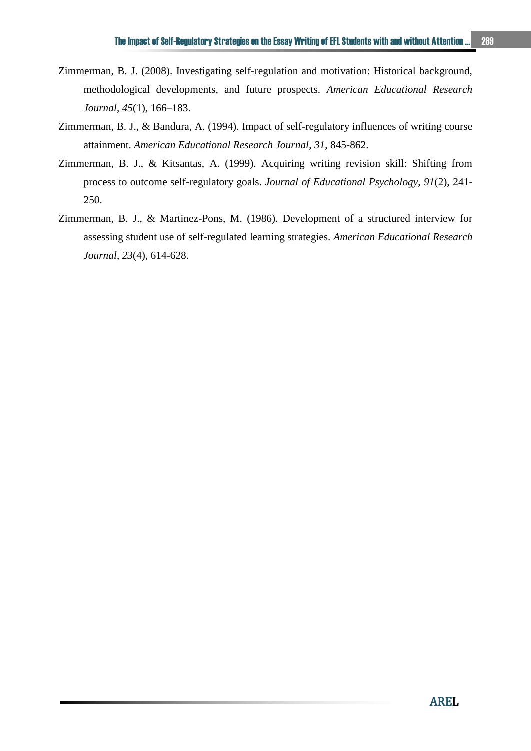Zimmerman, B. J. (2008). Investigating self-regulation and motivation: Historical background, methodological developments, and future prospects. *American Educational Research Journal*, *45*(1), 166–183.

Zimmerman, B. J., & Bandura, A. (1994). Impact of self-regulatory influences of writing course attainment. *American Educational Research Journal*, *31*, 845-862.

Zimmerman, B. J., & Kitsantas, A. (1999). Acquiring writing revision skill: Shifting from process to outcome self-regulatory goals. *Journal of Educational Psychology*, *91*(2), 241-250.

Zimmerman, B. J., & Martinez-Pons, M. (1986). Development of a structured interview for assessing student use of self-regulated learning strategies. *American Educational Research Journal*, *23*(4), 614-628.